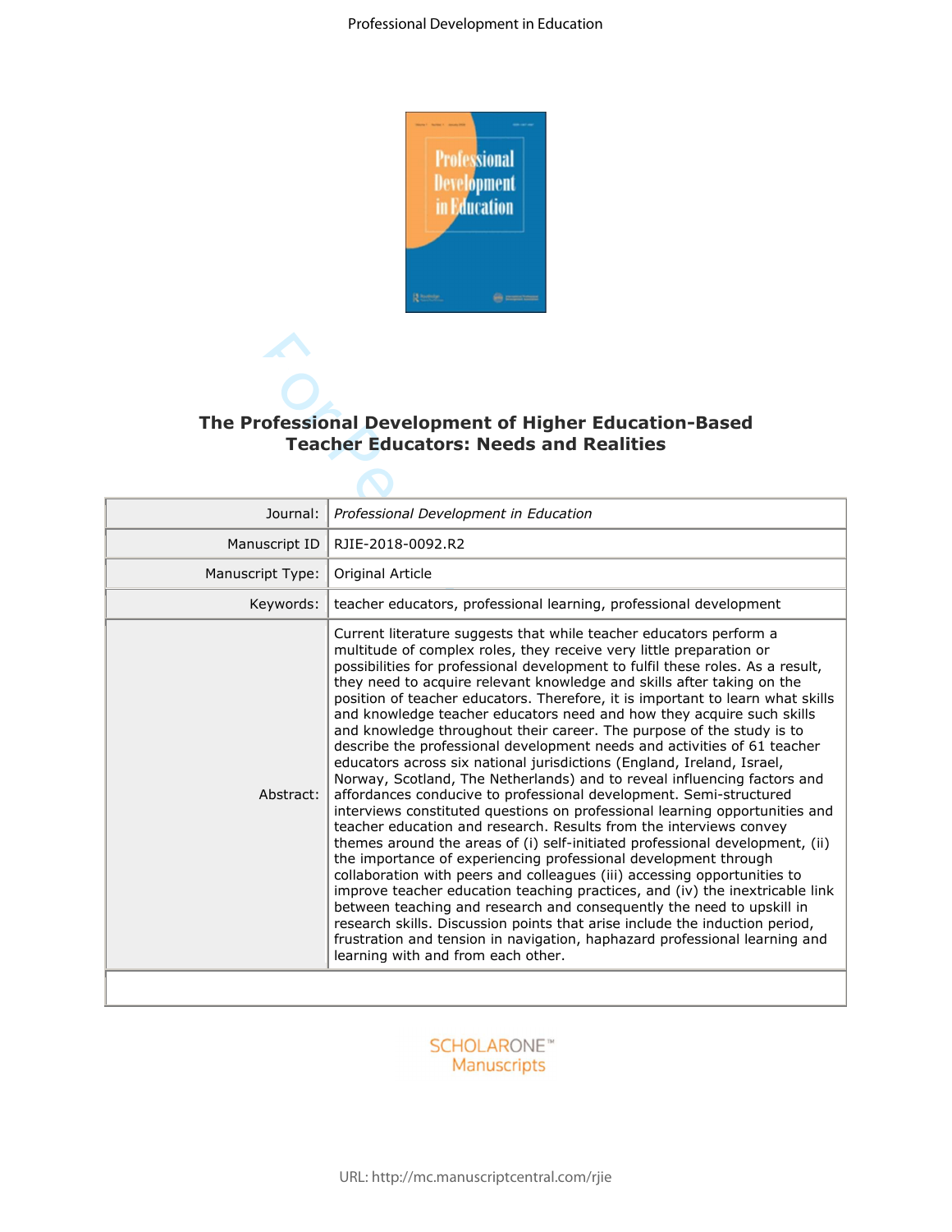# The Professional Development of Higher Education-Based Teacher Educators: Needs and Realities

| | |
|---|---|
| Journal: | *Professional Development in Education* |
| Manuscript ID | RJIE-2018-0092.R2 |
| Manuscript Type: | Original Article |
| Keywords: | teacher educators, professional learning, professional development |
| Abstract: | Current literature suggests that while teacher educators perform a multitude of complex roles, they receive very little preparation or possibilities for professional development to fulfil these roles. As a result, they need to acquire relevant knowledge and skills after taking on the position of teacher educators. Therefore, it is important to learn what skills and knowledge teacher educators need and how they acquire such skills and knowledge throughout their career. The purpose of the study is to describe the professional development needs and activities of 61 teacher educators across six national jurisdictions (England, Ireland, Israel, Norway, Scotland, The Netherlands) and to reveal influencing factors and affordances conducive to professional development. Semi-structured interviews constituted questions on professional learning opportunities and teacher education and research. Results from the interviews convey themes around the areas of (i) self-initiated professional development, (ii) the importance of experiencing professional development through collaboration with peers and colleagues (iii) accessing opportunities to improve teacher education teaching practices, and (iv) the inextricable link between teaching and research and consequently the need to upskill in research skills. Discussion points that arise include the induction period, frustration and tension in navigation, haphazard professional learning and learning with and from each other. |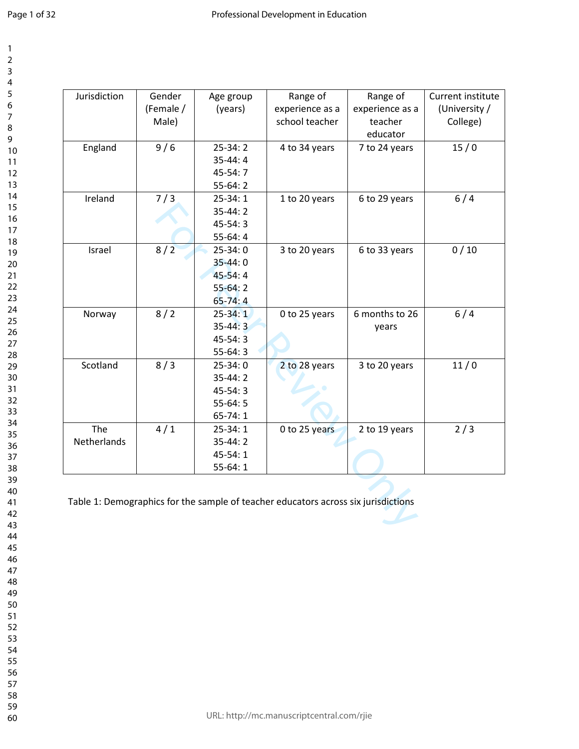| Jurisdiction | Gender (Female / Male) | Age group (years) | Range of experience as a school teacher | Range of experience as a teacher educator | Current institute (University / College) |
|---|---|---|---|---|---|
| England | 9 / 6 | 25-34: 2<br>35-44: 4<br>45-54: 7<br>55-64: 2 | 4 to 34 years | 7 to 24 years | 15 / 0 |
| Ireland | 7 / 3 | 25-34: 1<br>35-44: 2<br>45-54: 3<br>55-64: 4 | 1 to 20 years | 6 to 29 years | 6 / 4 |
| Israel | 8 / 2 | 25-34: 0<br>35-44: 0<br>45-54: 4<br>55-64: 2<br>65-74: 4 | 3 to 20 years | 6 to 33 years | 0 / 10 |
| Norway | 8 / 2 | 25-34: 1<br>35-44: 3<br>45-54: 3<br>55-64: 3 | 0 to 25 years | 6 months to 26 years | 6 / 4 |
| Scotland | 8 / 3 | 25-34: 0<br>35-44: 2<br>45-54: 3<br>55-64: 5<br>65-74: 1 | 2 to 28 years | 3 to 20 years | 11 / 0 |
| The Netherlands | 4 / 1 | 25-34: 1<br>35-44: 2<br>45-54: 1<br>55-64: 1 | 0 to 25 years | 2 to 19 years | 2 / 3 |

Table 1: Demographics for the sample of teacher educators across six jurisdictions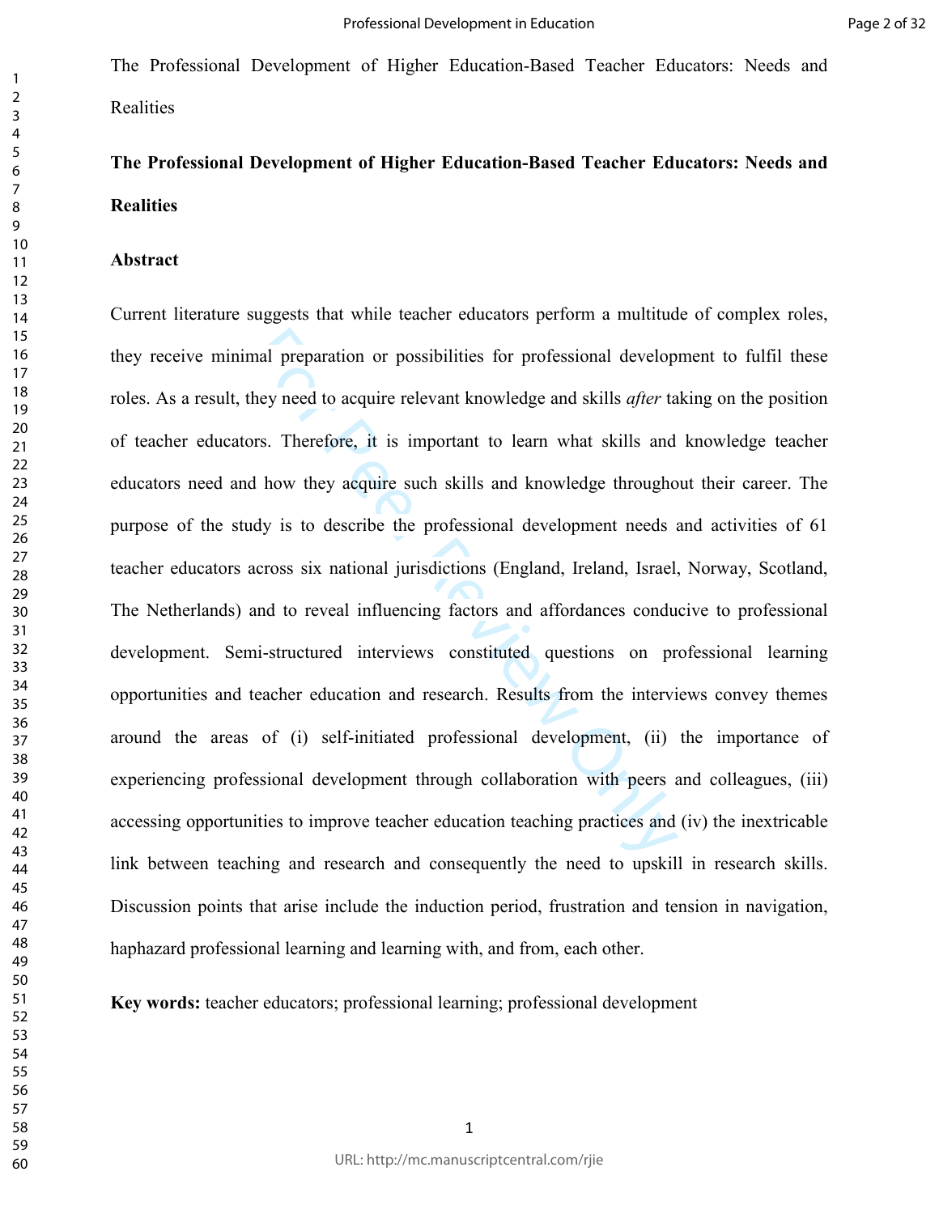The Professional Development of Higher Education-Based Teacher Educators: Needs and Realities

**The Professional Development of Higher Education-Based Teacher Educators: Needs and Realities**

**Abstract**

Current literature suggests that while teacher educators perform a multitude of complex roles, they receive minimal preparation or possibilities for professional development to fulfil these roles. As a result, they need to acquire relevant knowledge and skills *after* taking on the position of teacher educators. Therefore, it is important to learn what skills and knowledge teacher educators need and how they acquire such skills and knowledge throughout their career. The purpose of the study is to describe the professional development needs and activities of 61 teacher educators across six national jurisdictions (England, Ireland, Israel, Norway, Scotland, The Netherlands) and to reveal influencing factors and affordances conducive to professional development. Semi-structured interviews constituted questions on professional learning opportunities and teacher education and research. Results from the interviews convey themes around the areas of (i) self-initiated professional development, (ii) the importance of experiencing professional development through collaboration with peers and colleagues, (iii) accessing opportunities to improve teacher education teaching practices and (iv) the inextricable link between teaching and research and consequently the need to upskill in research skills. Discussion points that arise include the induction period, frustration and tension in navigation, haphazard professional learning and learning with, and from, each other.

**Key words:** teacher educators; professional learning; professional development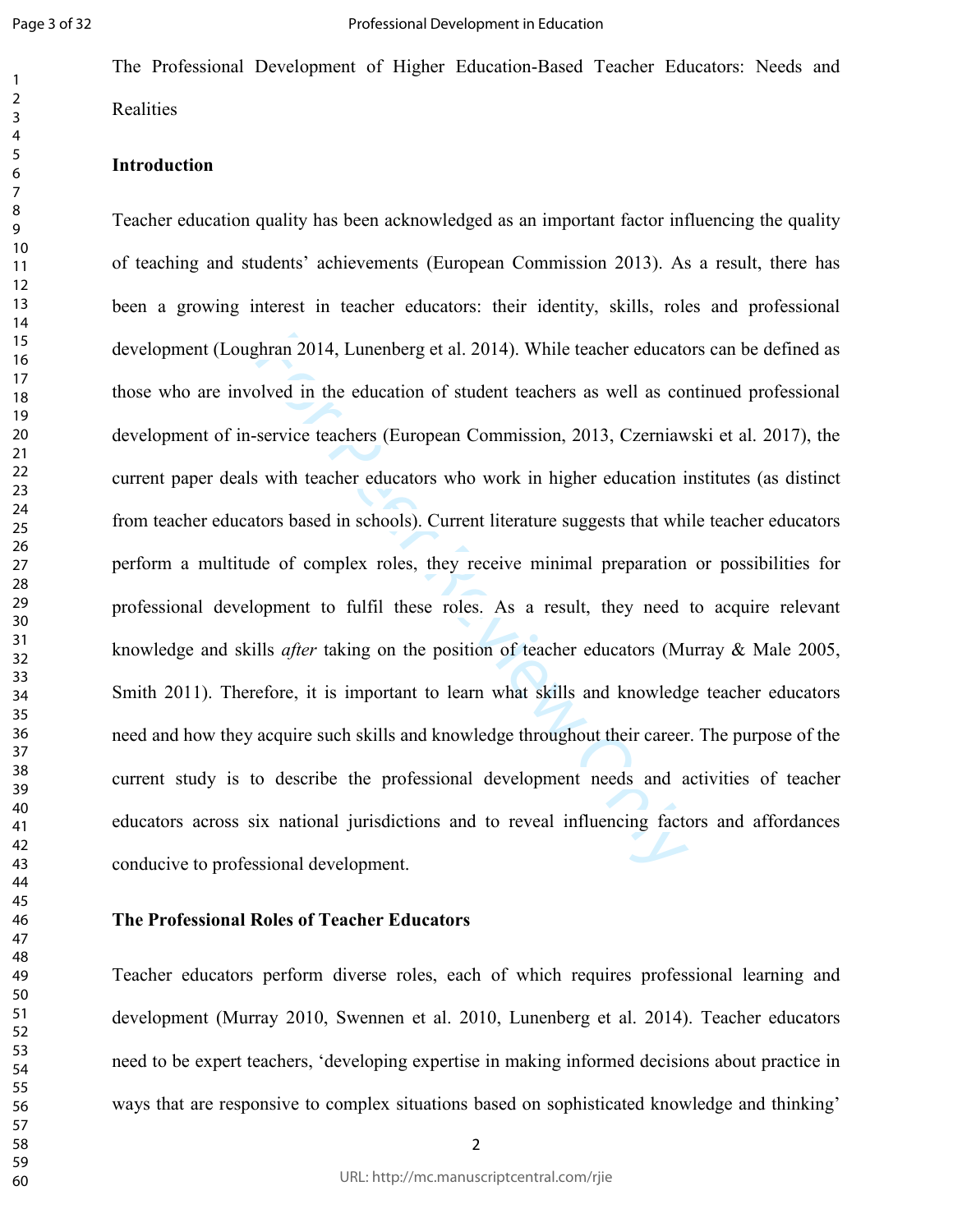The Professional Development of Higher Education-Based Teacher Educators: Needs and Realities

## Introduction

Teacher education quality has been acknowledged as an important factor influencing the quality of teaching and students' achievements (European Commission 2013). As a result, there has been a growing interest in teacher educators: their identity, skills, roles and professional development (Loughran 2014, Lunenberg et al. 2014). While teacher educators can be defined as those who are involved in the education of student teachers as well as continued professional development of in-service teachers (European Commission, 2013, Czerniawski et al. 2017), the current paper deals with teacher educators who work in higher education institutes (as distinct from teacher educators based in schools). Current literature suggests that while teacher educators perform a multitude of complex roles, they receive minimal preparation or possibilities for professional development to fulfil these roles. As a result, they need to acquire relevant knowledge and skills *after* taking on the position of teacher educators (Murray & Male 2005, Smith 2011). Therefore, it is important to learn what skills and knowledge teacher educators need and how they acquire such skills and knowledge throughout their career. The purpose of the current study is to describe the professional development needs and activities of teacher educators across six national jurisdictions and to reveal influencing factors and affordances conducive to professional development.

## The Professional Roles of Teacher Educators

Teacher educators perform diverse roles, each of which requires professional learning and development (Murray 2010, Swennen et al. 2010, Lunenberg et al. 2014). Teacher educators need to be expert teachers, 'developing expertise in making informed decisions about practice in ways that are responsive to complex situations based on sophisticated knowledge and thinking'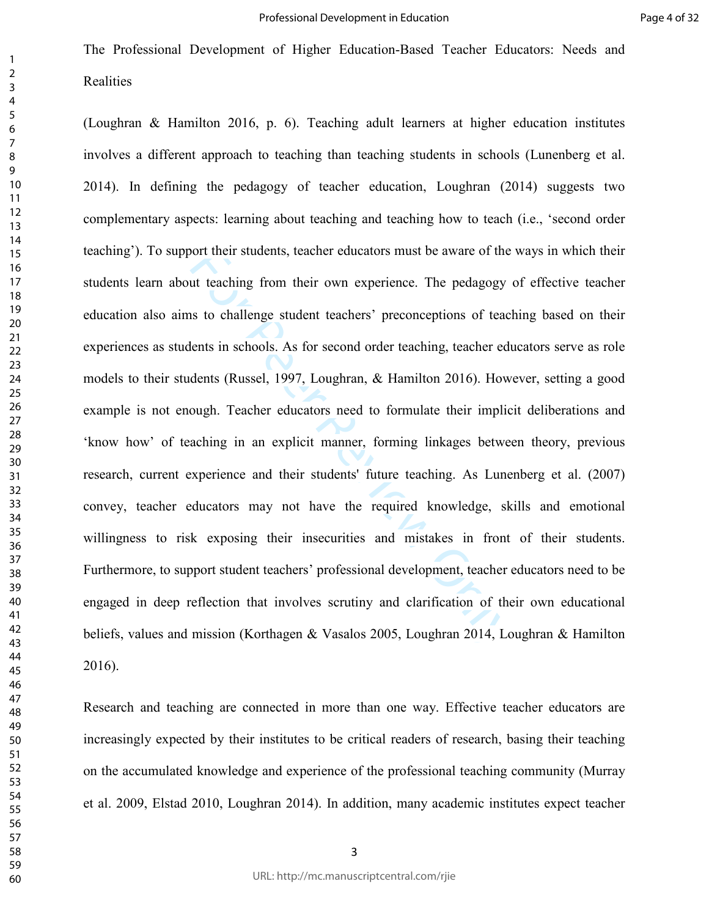The Professional Development of Higher Education-Based Teacher Educators: Needs and Realities

(Loughran & Hamilton 2016, p. 6). Teaching adult learners at higher education institutes involves a different approach to teaching than teaching students in schools (Lunenberg et al. 2014). In defining the pedagogy of teacher education, Loughran (2014) suggests two complementary aspects: learning about teaching and teaching how to teach (i.e., 'second order teaching'). To support their students, teacher educators must be aware of the ways in which their students learn about teaching from their own experience. The pedagogy of effective teacher education also aims to challenge student teachers' preconceptions of teaching based on their experiences as students in schools. As for second order teaching, teacher educators serve as role models to their students (Russel, 1997, Loughran, & Hamilton 2016). However, setting a good example is not enough. Teacher educators need to formulate their implicit deliberations and 'know how' of teaching in an explicit manner, forming linkages between theory, previous research, current experience and their students' future teaching. As Lunenberg et al. (2007) convey, teacher educators may not have the required knowledge, skills and emotional willingness to risk exposing their insecurities and mistakes in front of their students. Furthermore, to support student teachers' professional development, teacher educators need to be engaged in deep reflection that involves scrutiny and clarification of their own educational beliefs, values and mission (Korthagen & Vasalos 2005, Loughran 2014, Loughran & Hamilton 2016).

Research and teaching are connected in more than one way. Effective teacher educators are increasingly expected by their institutes to be critical readers of research, basing their teaching on the accumulated knowledge and experience of the professional teaching community (Murray et al. 2009, Elstad 2010, Loughran 2014). In addition, many academic institutes expect teacher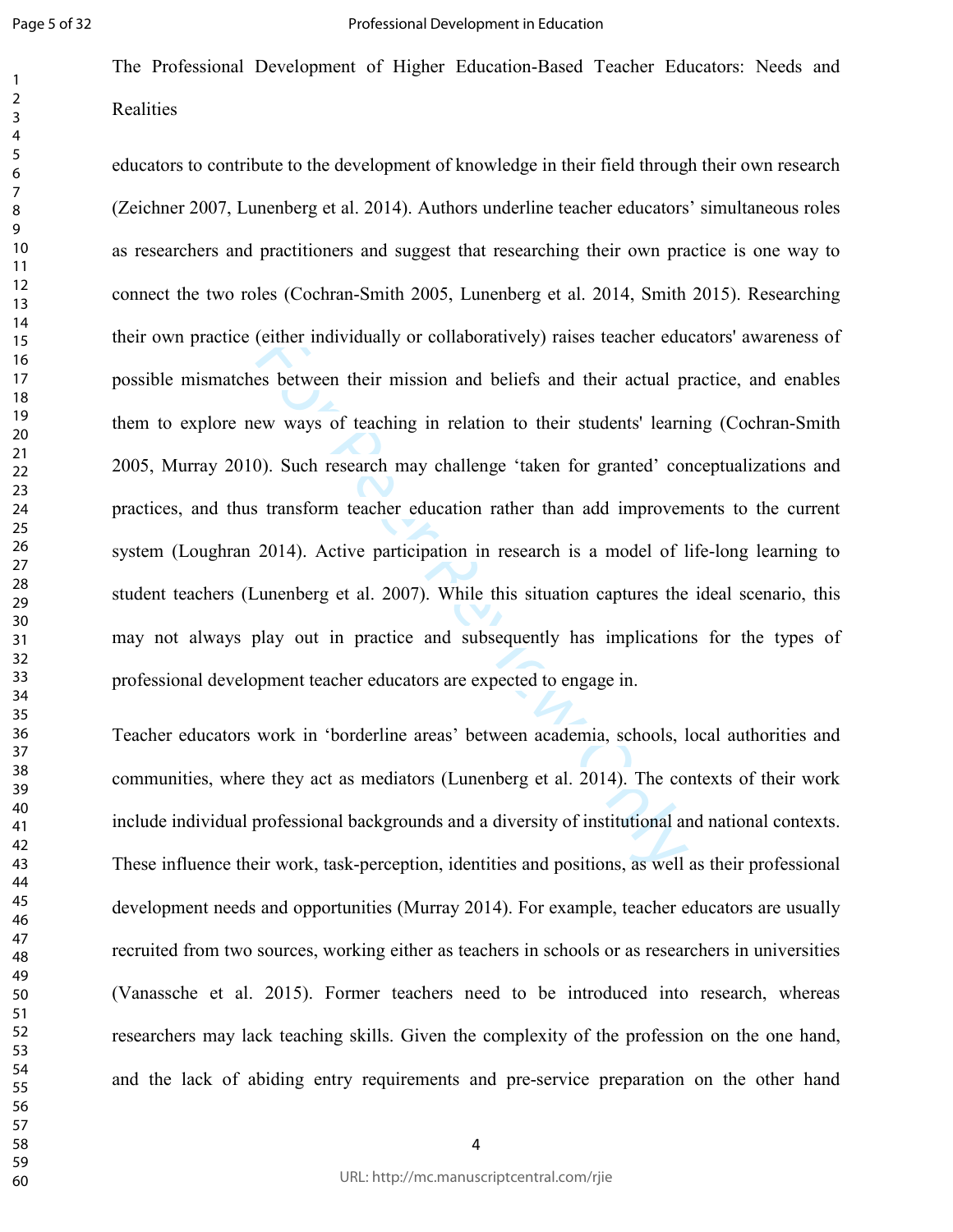educators to contribute to the development of knowledge in their field through their own research (Zeichner 2007, Lunenberg et al. 2014). Authors underline teacher educators' simultaneous roles as researchers and practitioners and suggest that researching their own practice is one way to connect the two roles (Cochran-Smith 2005, Lunenberg et al. 2014, Smith 2015). Researching their own practice (either individually or collaboratively) raises teacher educators' awareness of possible mismatches between their mission and beliefs and their actual practice, and enables them to explore new ways of teaching in relation to their students' learning (Cochran-Smith 2005, Murray 2010). Such research may challenge 'taken for granted' conceptualizations and practices, and thus transform teacher education rather than add improvements to the current system (Loughran 2014). Active participation in research is a model of life-long learning to student teachers (Lunenberg et al. 2007). While this situation captures the ideal scenario, this may not always play out in practice and subsequently has implications for the types of professional development teacher educators are expected to engage in.

Teacher educators work in 'borderline areas' between academia, schools, local authorities and communities, where they act as mediators (Lunenberg et al. 2014). The contexts of their work include individual professional backgrounds and a diversity of institutional and national contexts. These influence their work, task-perception, identities and positions, as well as their professional development needs and opportunities (Murray 2014). For example, teacher educators are usually recruited from two sources, working either as teachers in schools or as researchers in universities (Vanassche et al. 2015). Former teachers need to be introduced into research, whereas researchers may lack teaching skills. Given the complexity of the profession on the one hand, and the lack of abiding entry requirements and pre-service preparation on the other hand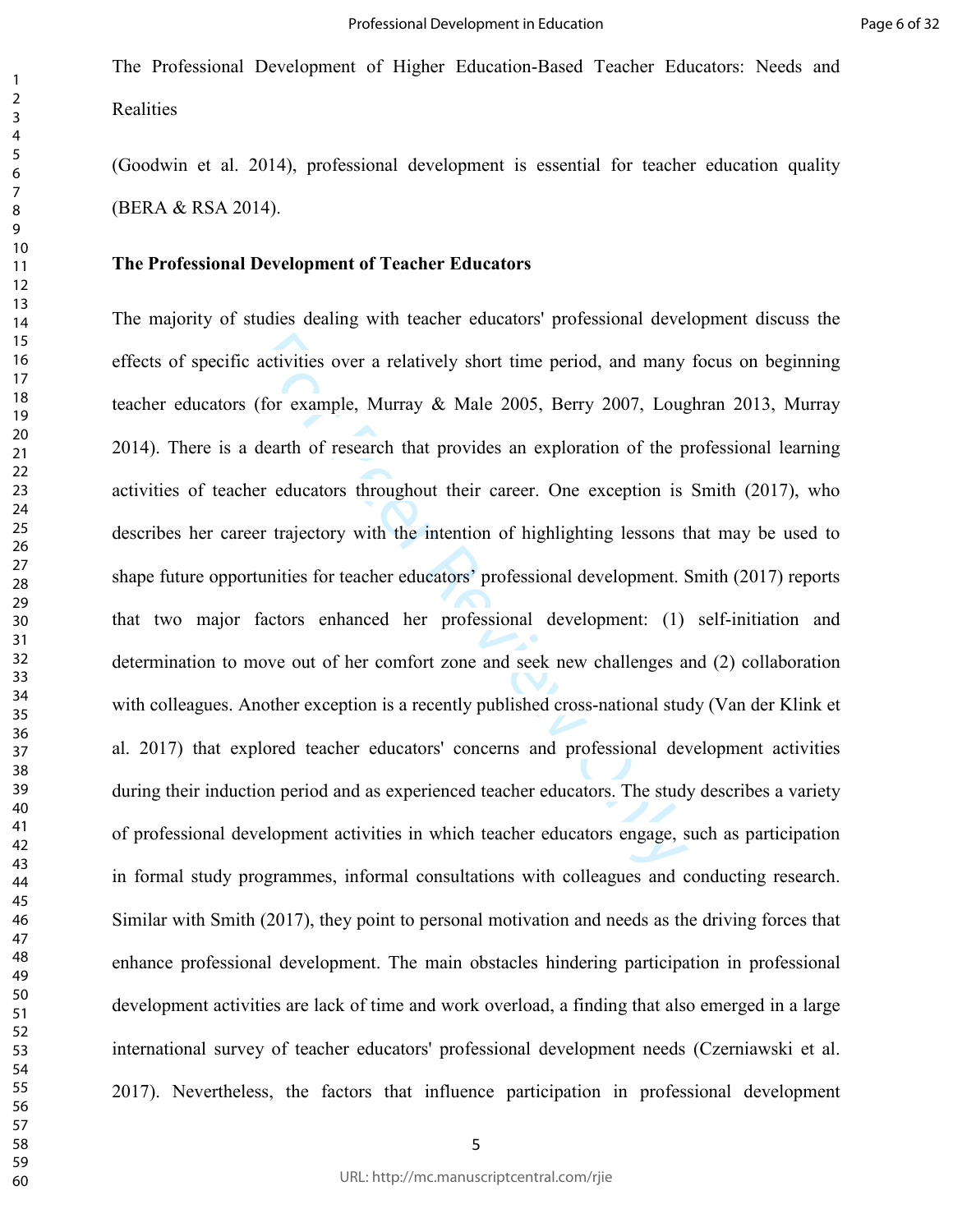The Professional Development of Higher Education-Based Teacher Educators: Needs and Realities

(Goodwin et al. 2014), professional development is essential for teacher education quality (BERA & RSA 2014).

**The Professional Development of Teacher Educators**

The majority of studies dealing with teacher educators' professional development discuss the effects of specific activities over a relatively short time period, and many focus on beginning teacher educators (for example, Murray & Male 2005, Berry 2007, Loughran 2013, Murray 2014). There is a dearth of research that provides an exploration of the professional learning activities of teacher educators throughout their career. One exception is Smith (2017), who describes her career trajectory with the intention of highlighting lessons that may be used to shape future opportunities for teacher educators' professional development. Smith (2017) reports that two major factors enhanced her professional development: (1) self-initiation and determination to move out of her comfort zone and seek new challenges and (2) collaboration with colleagues. Another exception is a recently published cross-national study (Van der Klink et al. 2017) that explored teacher educators' concerns and professional development activities during their induction period and as experienced teacher educators. The study describes a variety of professional development activities in which teacher educators engage, such as participation in formal study programmes, informal consultations with colleagues and conducting research. Similar with Smith (2017), they point to personal motivation and needs as the driving forces that enhance professional development. The main obstacles hindering participation in professional development activities are lack of time and work overload, a finding that also emerged in a large international survey of teacher educators' professional development needs (Czerniawski et al. 2017). Nevertheless, the factors that influence participation in professional development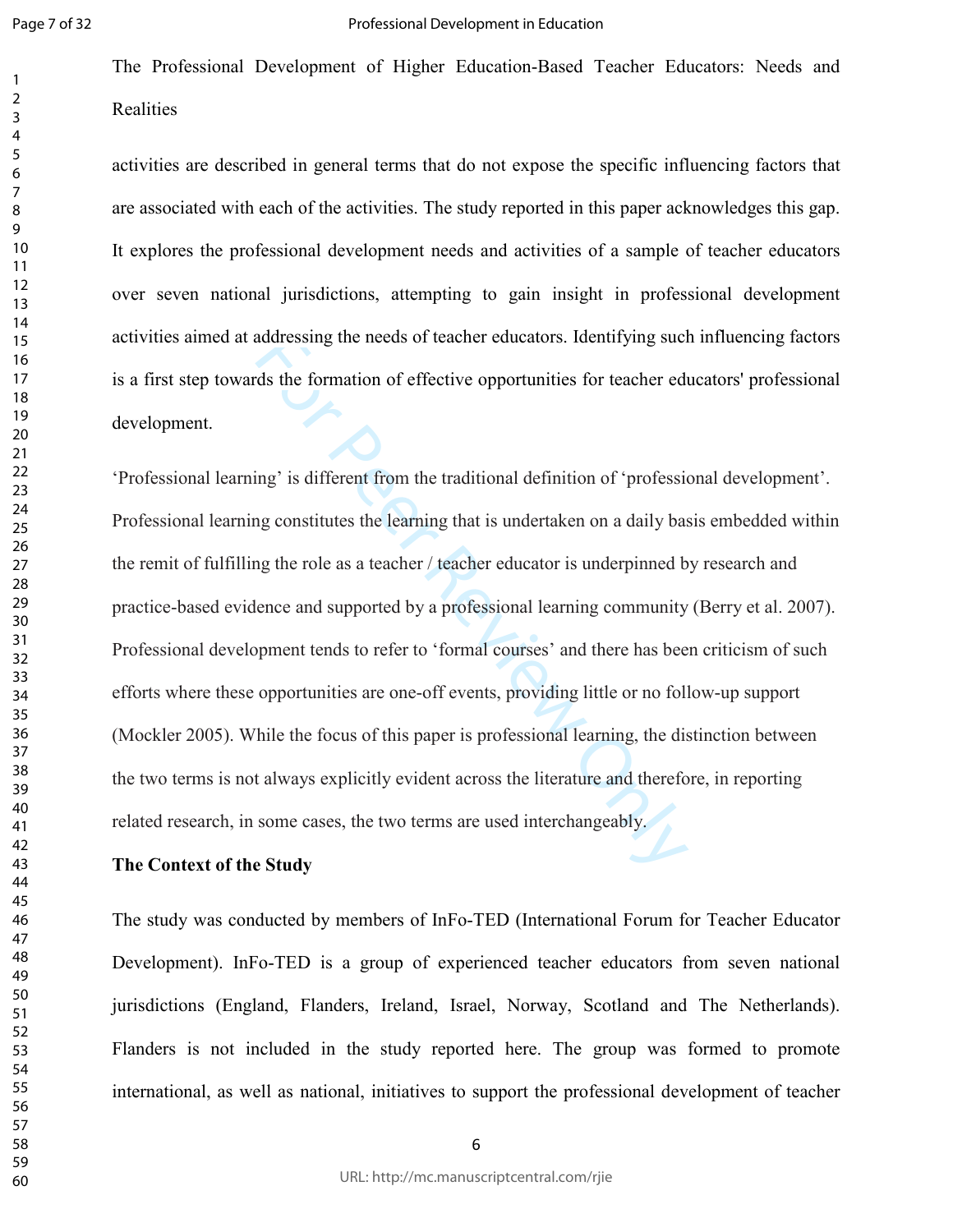activities are described in general terms that do not expose the specific influencing factors that are associated with each of the activities. The study reported in this paper acknowledges this gap. It explores the professional development needs and activities of a sample of teacher educators over seven national jurisdictions, attempting to gain insight in professional development activities aimed at addressing the needs of teacher educators. Identifying such influencing factors is a first step towards the formation of effective opportunities for teacher educators' professional development.

'Professional learning' is different from the traditional definition of 'professional development'. Professional learning constitutes the learning that is undertaken on a daily basis embedded within the remit of fulfilling the role as a teacher / teacher educator is underpinned by research and practice-based evidence and supported by a professional learning community (Berry et al. 2007). Professional development tends to refer to 'formal courses' and there has been criticism of such efforts where these opportunities are one-off events, providing little or no follow-up support (Mockler 2005). While the focus of this paper is professional learning, the distinction between the two terms is not always explicitly evident across the literature and therefore, in reporting related research, in some cases, the two terms are used interchangeably.

## The Context of the Study

The study was conducted by members of InFo-TED (International Forum for Teacher Educator Development). InFo-TED is a group of experienced teacher educators from seven national jurisdictions (England, Flanders, Ireland, Israel, Norway, Scotland and The Netherlands). Flanders is not included in the study reported here. The group was formed to promote international, as well as national, initiatives to support the professional development of teacher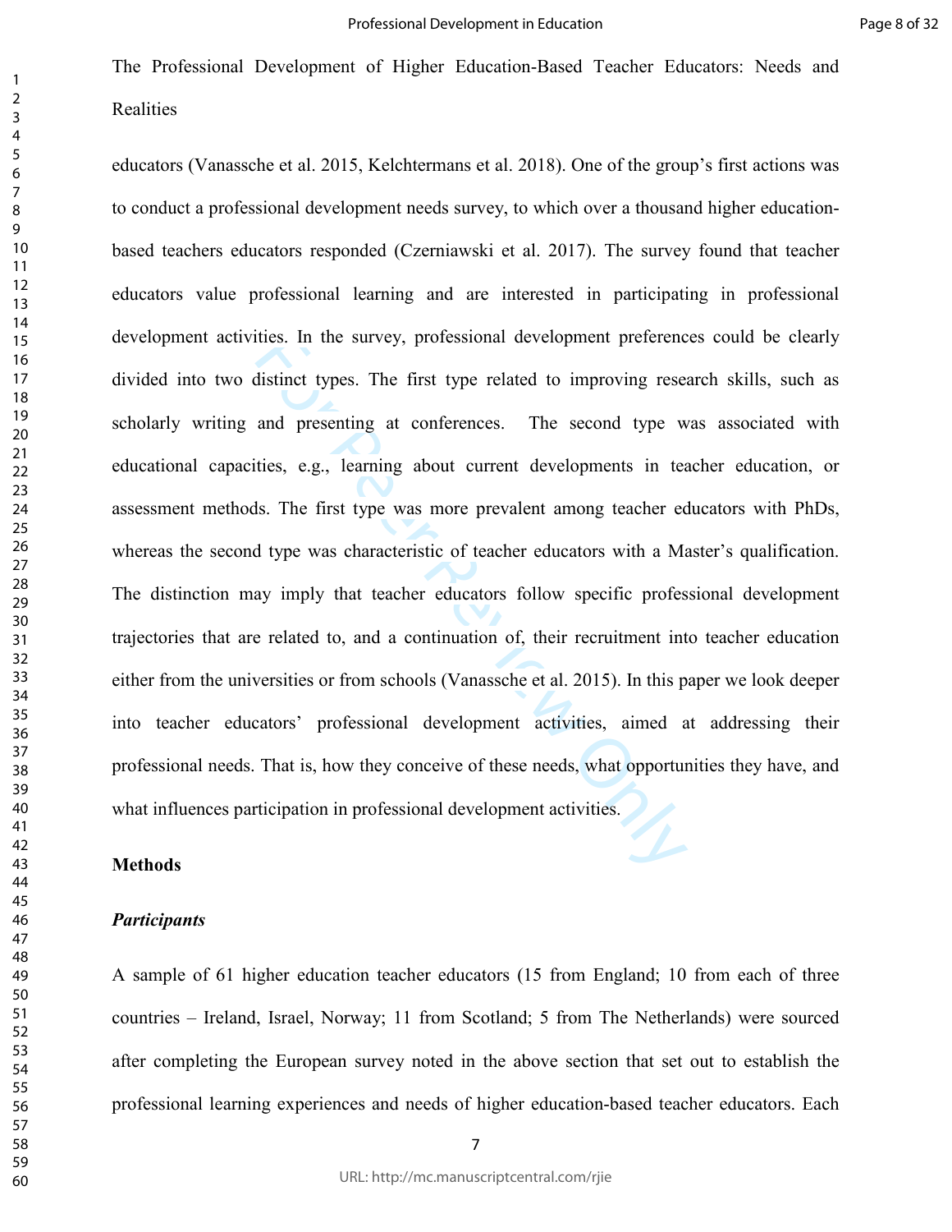educators (Vanassche et al. 2015, Kelchtermans et al. 2018). One of the group's first actions was to conduct a professional development needs survey, to which over a thousand higher education-based teachers educators responded (Czerniawski et al. 2017). The survey found that teacher educators value professional learning and are interested in participating in professional development activities. In the survey, professional development preferences could be clearly divided into two distinct types. The first type related to improving research skills, such as scholarly writing and presenting at conferences. The second type was associated with educational capacities, e.g., learning about current developments in teacher education, or assessment methods. The first type was more prevalent among teacher educators with PhDs, whereas the second type was characteristic of teacher educators with a Master's qualification. The distinction may imply that teacher educators follow specific professional development trajectories that are related to, and a continuation of, their recruitment into teacher education either from the universities or from schools (Vanassche et al. 2015). In this paper we look deeper into teacher educators' professional development activities, aimed at addressing their professional needs. That is, how they conceive of these needs, what opportunities they have, and what influences participation in professional development activities.

## Methods

### *Participants*

A sample of 61 higher education teacher educators (15 from England; 10 from each of three countries – Ireland, Israel, Norway; 11 from Scotland; 5 from The Netherlands) were sourced after completing the European survey noted in the above section that set out to establish the professional learning experiences and needs of higher education-based teacher educators. Each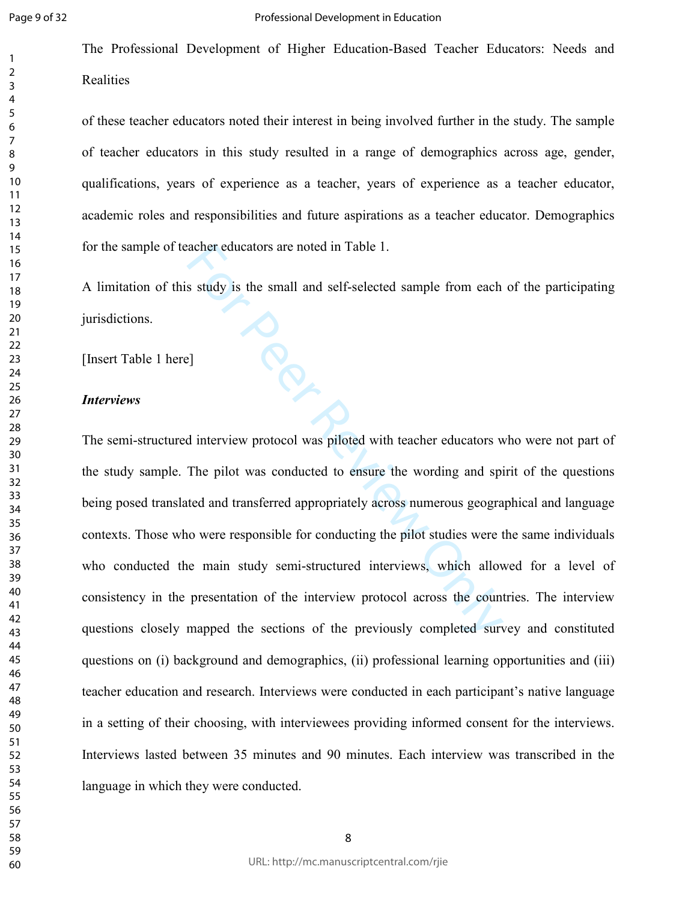of these teacher educators noted their interest in being involved further in the study. The sample of teacher educators in this study resulted in a range of demographics across age, gender, qualifications, years of experience as a teacher, years of experience as a teacher educator, academic roles and responsibilities and future aspirations as a teacher educator. Demographics for the sample of teacher educators are noted in Table 1.

A limitation of this study is the small and self-selected sample from each of the participating jurisdictions.

[Insert Table 1 here]

***Interviews***

The semi-structured interview protocol was piloted with teacher educators who were not part of the study sample. The pilot was conducted to ensure the wording and spirit of the questions being posed translated and transferred appropriately across numerous geographical and language contexts. Those who were responsible for conducting the pilot studies were the same individuals who conducted the main study semi-structured interviews, which allowed for a level of consistency in the presentation of the interview protocol across the countries. The interview questions closely mapped the sections of the previously completed survey and constituted questions on (i) background and demographics, (ii) professional learning opportunities and (iii) teacher education and research. Interviews were conducted in each participant's native language in a setting of their choosing, with interviewees providing informed consent for the interviews. Interviews lasted between 35 minutes and 90 minutes. Each interview was transcribed in the language in which they were conducted.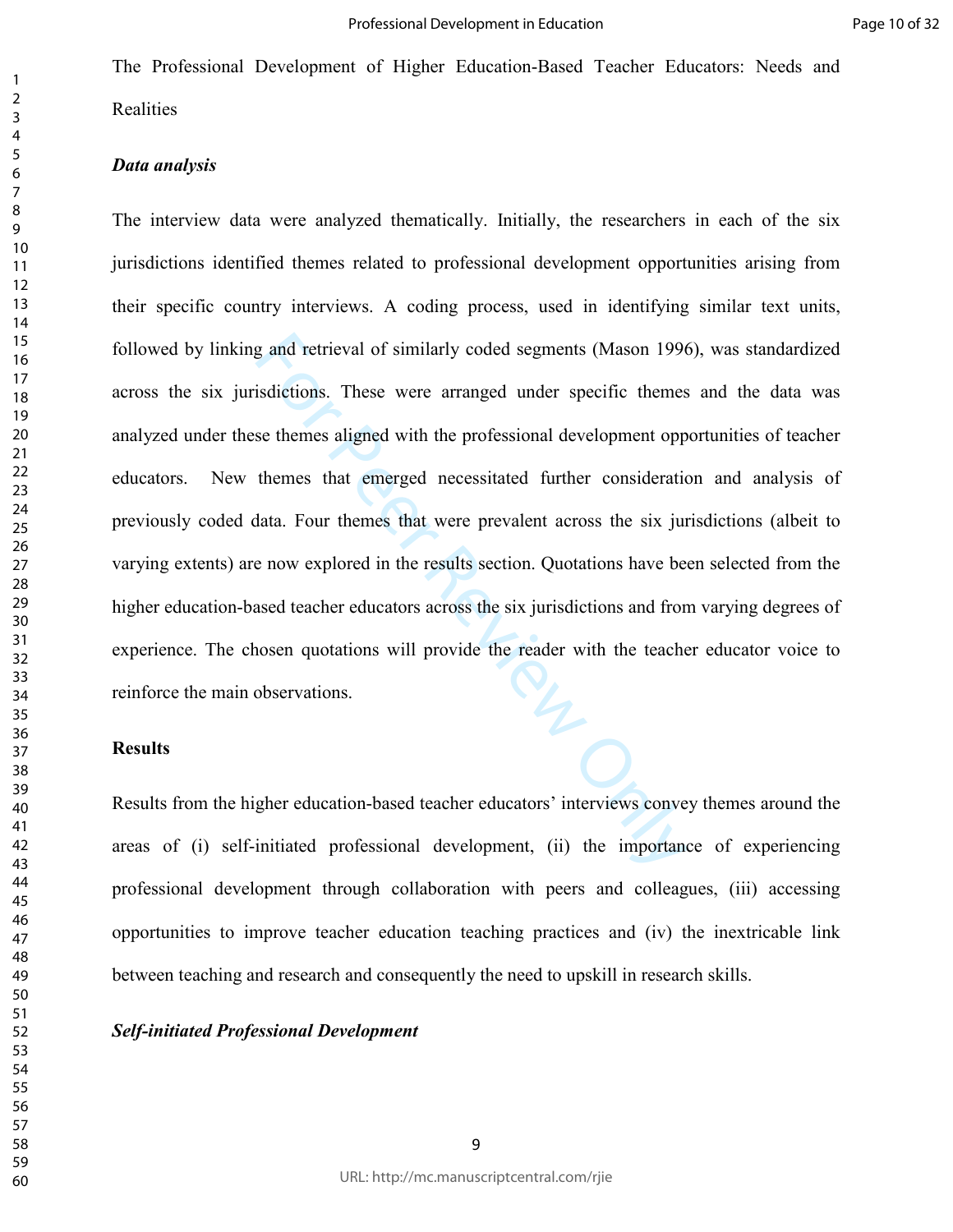The Professional Development of Higher Education-Based Teacher Educators: Needs and Realities

### *Data analysis*

The interview data were analyzed thematically. Initially, the researchers in each of the six jurisdictions identified themes related to professional development opportunities arising from their specific country interviews. A coding process, used in identifying similar text units, followed by linking and retrieval of similarly coded segments (Mason 1996), was standardized across the six jurisdictions. These were arranged under specific themes and the data was analyzed under these themes aligned with the professional development opportunities of teacher educators. New themes that emerged necessitated further consideration and analysis of previously coded data. Four themes that were prevalent across the six jurisdictions (albeit to varying extents) are now explored in the results section. Quotations have been selected from the higher education-based teacher educators across the six jurisdictions and from varying degrees of experience. The chosen quotations will provide the reader with the teacher educator voice to reinforce the main observations.

## Results

Results from the higher education-based teacher educators' interviews convey themes around the areas of (i) self-initiated professional development, (ii) the importance of experiencing professional development through collaboration with peers and colleagues, (iii) accessing opportunities to improve teacher education teaching practices and (iv) the inextricable link between teaching and research and consequently the need to upskill in research skills.

### *Self-initiated Professional Development*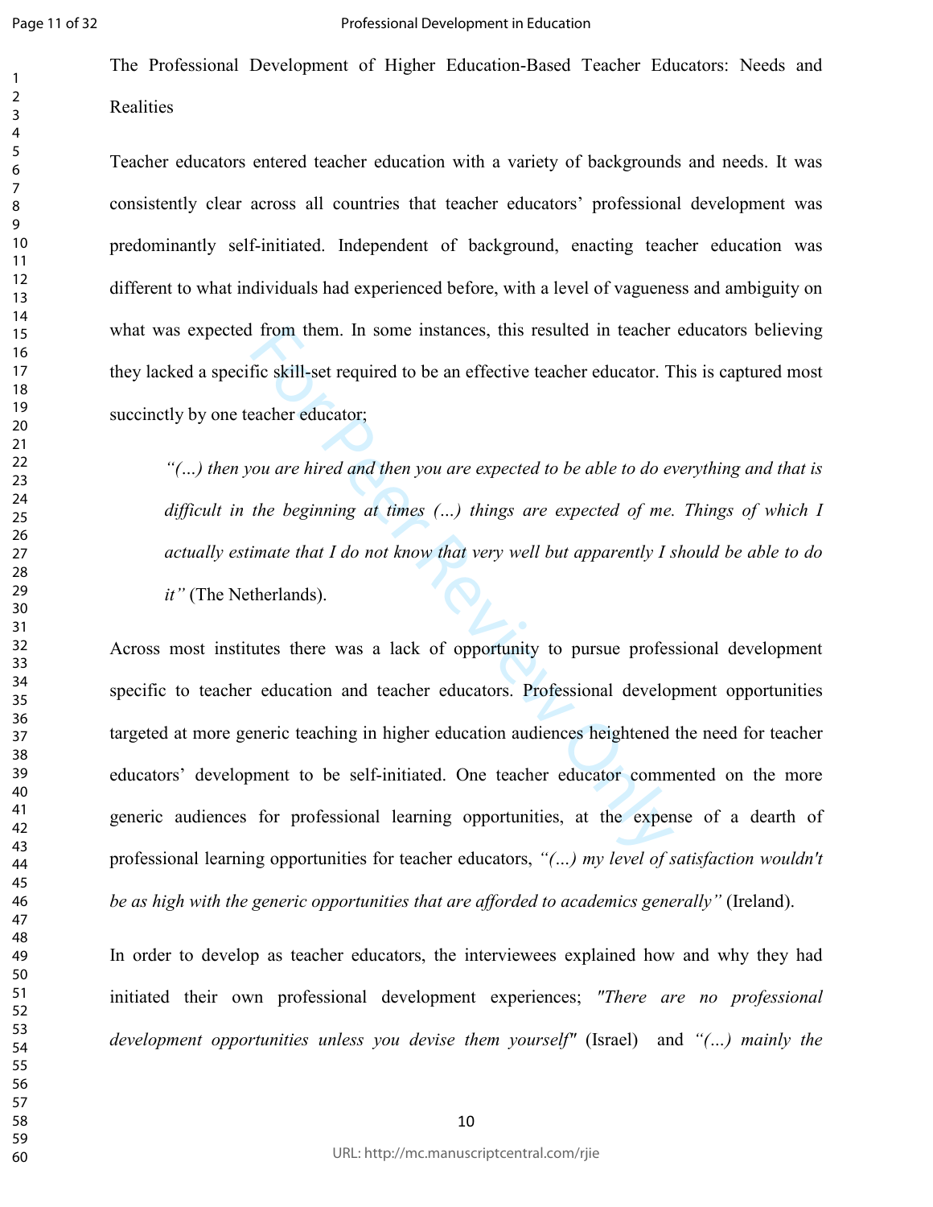The Professional Development of Higher Education-Based Teacher Educators: Needs and Realities

Teacher educators entered teacher education with a variety of backgrounds and needs. It was consistently clear across all countries that teacher educators' professional development was predominantly self-initiated. Independent of background, enacting teacher education was different to what individuals had experienced before, with a level of vagueness and ambiguity on what was expected from them. In some instances, this resulted in teacher educators believing they lacked a specific skill-set required to be an effective teacher educator. This is captured most succinctly by one teacher educator;

> *"(...) then you are hired and then you are expected to be able to do everything and that is difficult in the beginning at times (...) things are expected of me. Things of which I actually estimate that I do not know that very well but apparently I should be able to do it"* (The Netherlands).

Across most institutes there was a lack of opportunity to pursue professional development specific to teacher education and teacher educators. Professional development opportunities targeted at more generic teaching in higher education audiences heightened the need for teacher educators' development to be self-initiated. One teacher educator commented on the more generic audiences for professional learning opportunities, at the expense of a dearth of professional learning opportunities for teacher educators, *"(...) my level of satisfaction wouldn't be as high with the generic opportunities that are afforded to academics generally"* (Ireland).

In order to develop as teacher educators, the interviewees explained how and why they had initiated their own professional development experiences; *"There are no professional development opportunities unless you devise them yourself"* (Israel) and *"(...) mainly the*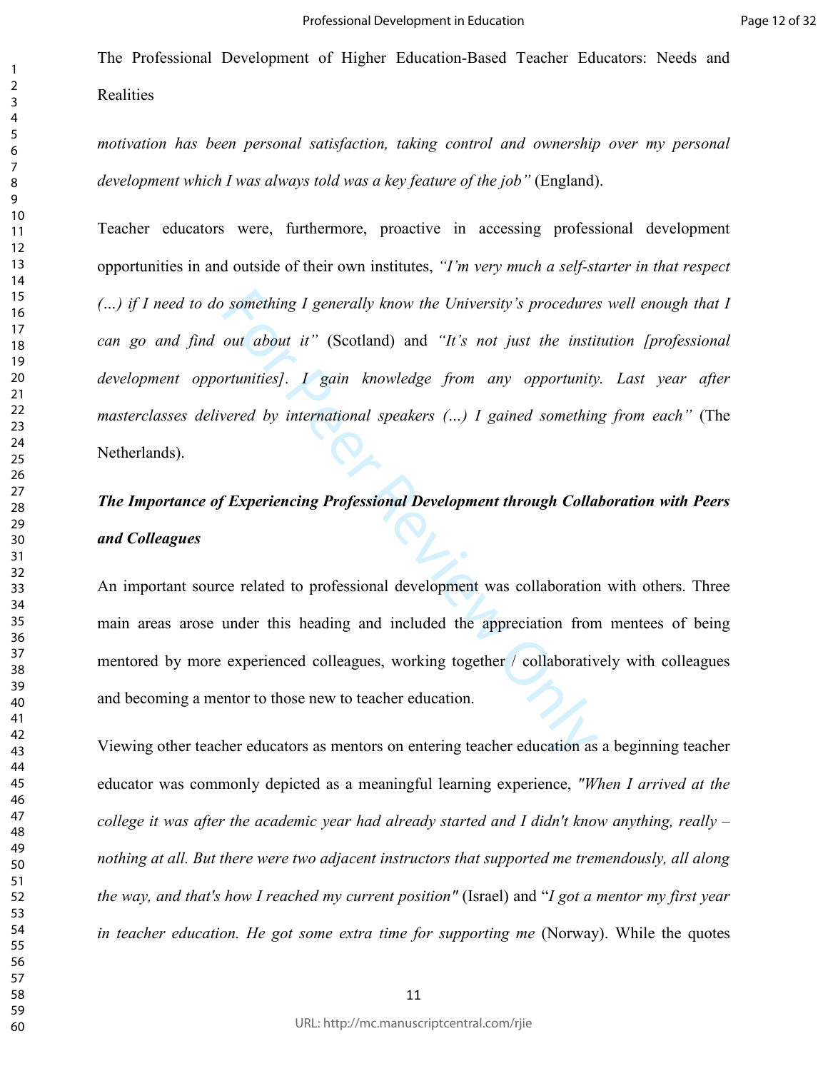*motivation has been personal satisfaction, taking control and ownership over my personal development which I was always told was a key feature of the job"* (England).

Teacher educators were, furthermore, proactive in accessing professional development opportunities in and outside of their own institutes, *"I'm very much a self-starter in that respect (...) if I need to do something I generally know the University's procedures well enough that I can go and find out about it"* (Scotland) and *"It's not just the institution [professional development opportunities]. I gain knowledge from any opportunity. Last year after masterclasses delivered by international speakers (...) I gained something from each"* (The Netherlands).

***The Importance of Experiencing Professional Development through Collaboration with Peers and Colleagues***

An important source related to professional development was collaboration with others. Three main areas arose under this heading and included the appreciation from mentees of being mentored by more experienced colleagues, working together / collaboratively with colleagues and becoming a mentor to those new to teacher education.

Viewing other teacher educators as mentors on entering teacher education as a beginning teacher educator was commonly depicted as a meaningful learning experience, *"When I arrived at the college it was after the academic year had already started and I didn't know anything, really – nothing at all. But there were two adjacent instructors that supported me tremendously, all along the way, and that's how I reached my current position"* (Israel) and "*I got a mentor my first year in teacher education. He got some extra time for supporting me* (Norway). While the quotes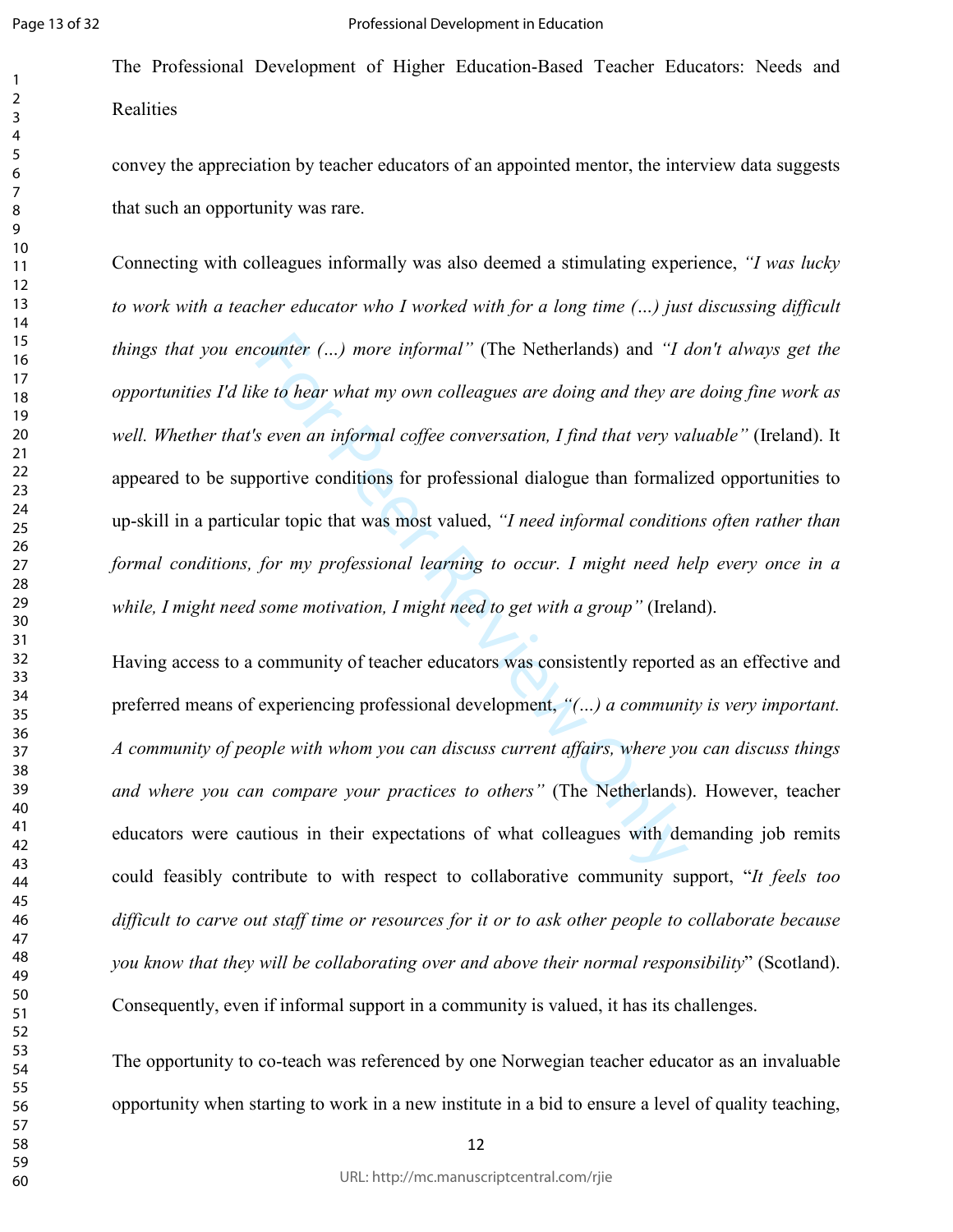convey the appreciation by teacher educators of an appointed mentor, the interview data suggests that such an opportunity was rare.

Connecting with colleagues informally was also deemed a stimulating experience, *"I was lucky to work with a teacher educator who I worked with for a long time (...) just discussing difficult things that you encounter (...) more informal"* (The Netherlands) and *"I don't always get the opportunities I'd like to hear what my own colleagues are doing and they are doing fine work as well. Whether that's even an informal coffee conversation, I find that very valuable"* (Ireland). It appeared to be supportive conditions for professional dialogue than formalized opportunities to up-skill in a particular topic that was most valued, *"I need informal conditions often rather than formal conditions, for my professional learning to occur. I might need help every once in a while, I might need some motivation, I might need to get with a group"* (Ireland).

Having access to a community of teacher educators was consistently reported as an effective and preferred means of experiencing professional development, *"(...) a community is very important. A community of people with whom you can discuss current affairs, where you can discuss things and where you can compare your practices to others"* (The Netherlands). However, teacher educators were cautious in their expectations of what colleagues with demanding job remits could feasibly contribute to with respect to collaborative community support, "*It feels too difficult to carve out staff time or resources for it or to ask other people to collaborate because you know that they will be collaborating over and above their normal responsibility*" (Scotland). Consequently, even if informal support in a community is valued, it has its challenges.

The opportunity to co-teach was referenced by one Norwegian teacher educator as an invaluable opportunity when starting to work in a new institute in a bid to ensure a level of quality teaching,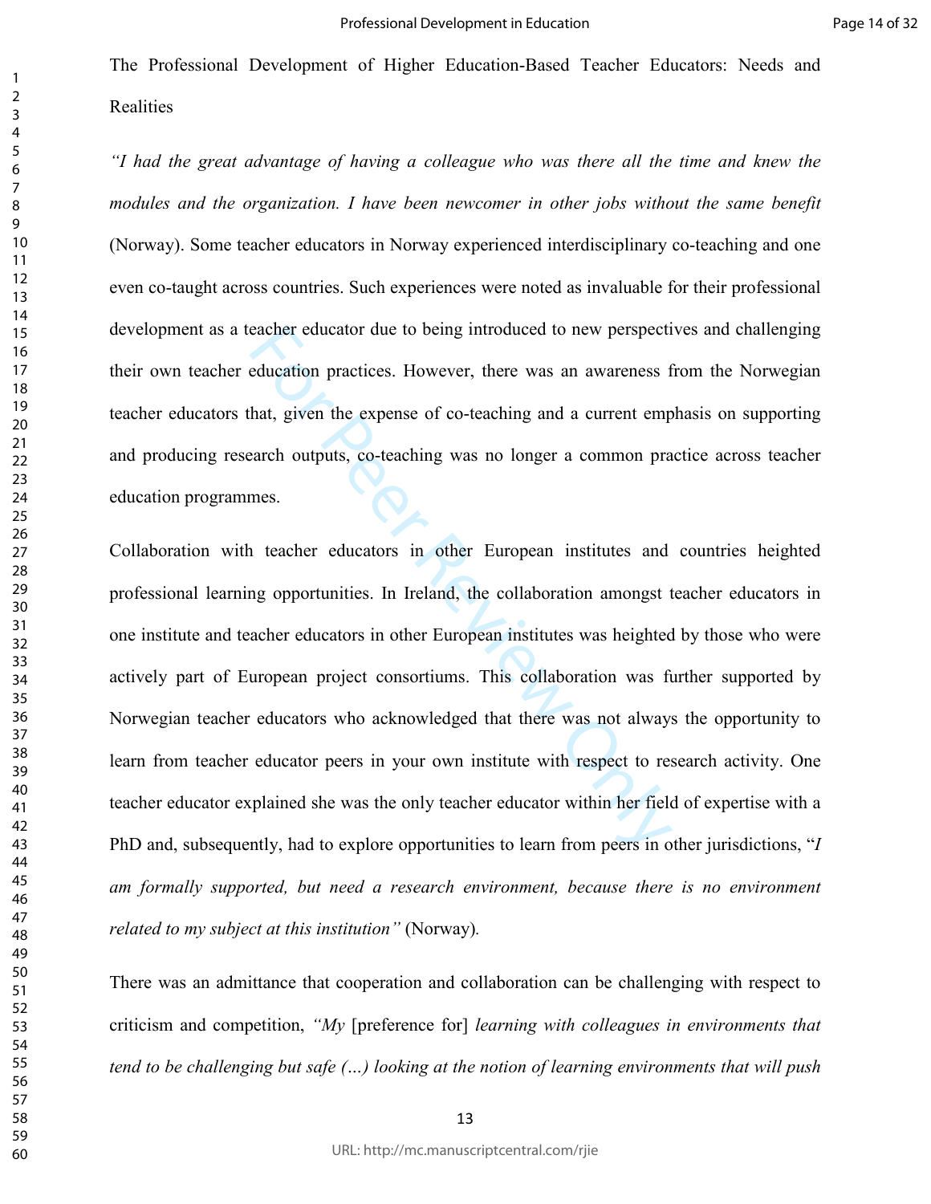The Professional Development of Higher Education-Based Teacher Educators: Needs and Realities

*"I had the great advantage of having a colleague who was there all the time and knew the modules and the organization. I have been newcomer in other jobs without the same benefit* (Norway). Some teacher educators in Norway experienced interdisciplinary co-teaching and one even co-taught across countries. Such experiences were noted as invaluable for their professional development as a teacher educator due to being introduced to new perspectives and challenging their own teacher education practices. However, there was an awareness from the Norwegian teacher educators that, given the expense of co-teaching and a current emphasis on supporting and producing research outputs, co-teaching was no longer a common practice across teacher education programmes.

Collaboration with teacher educators in other European institutes and countries heighted professional learning opportunities. In Ireland, the collaboration amongst teacher educators in one institute and teacher educators in other European institutes was heighted by those who were actively part of European project consortiums. This collaboration was further supported by Norwegian teacher educators who acknowledged that there was not always the opportunity to learn from teacher educator peers in your own institute with respect to research activity. One teacher educator explained she was the only teacher educator within her field of expertise with a PhD and, subsequently, had to explore opportunities to learn from peers in other jurisdictions, "*I am formally supported, but need a research environment, because there is no environment related to my subject at this institution"* (Norway).

There was an admittance that cooperation and collaboration can be challenging with respect to criticism and competition, *"My* [preference for] *learning with colleagues in environments that tend to be challenging but safe (…) looking at the notion of learning environments that will push*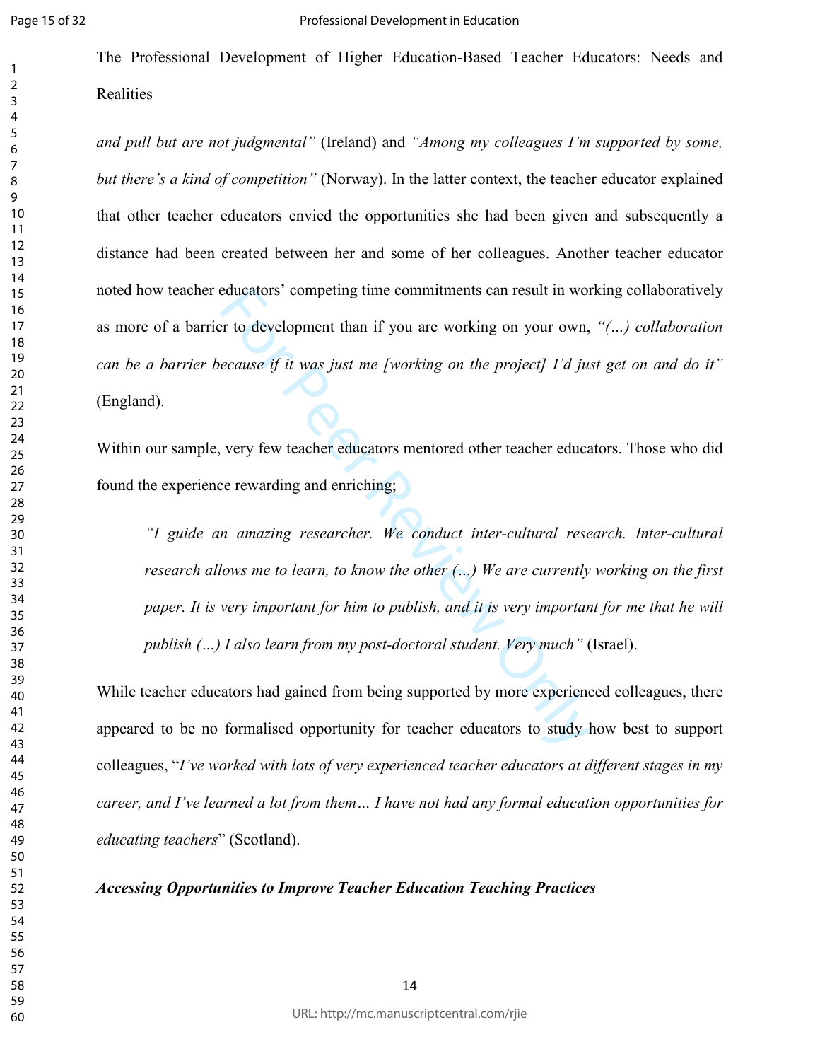*and pull but are not judgmental"* (Ireland) and *"Among my colleagues I'm supported by some, but there's a kind of competition"* (Norway). In the latter context, the teacher educator explained that other teacher educators envied the opportunities she had been given and subsequently a distance had been created between her and some of her colleagues. Another teacher educator noted how teacher educators' competing time commitments can result in working collaboratively as more of a barrier to development than if you are working on your own, *"(…) collaboration can be a barrier because if it was just me [working on the project] I'd just get on and do it"* (England).

Within our sample, very few teacher educators mentored other teacher educators. Those who did found the experience rewarding and enriching;

> *"I guide an amazing researcher. We conduct inter-cultural research. Inter-cultural research allows me to learn, to know the other (…) We are currently working on the first paper. It is very important for him to publish, and it is very important for me that he will publish (…) I also learn from my post-doctoral student. Very much"* (Israel).

While teacher educators had gained from being supported by more experienced colleagues, there appeared to be no formalised opportunity for teacher educators to study how best to support colleagues, "*I've worked with lots of very experienced teacher educators at different stages in my career, and I've learned a lot from them… I have not had any formal education opportunities for educating teachers*" (Scotland).

### *Accessing Opportunities to Improve Teacher Education Teaching Practices*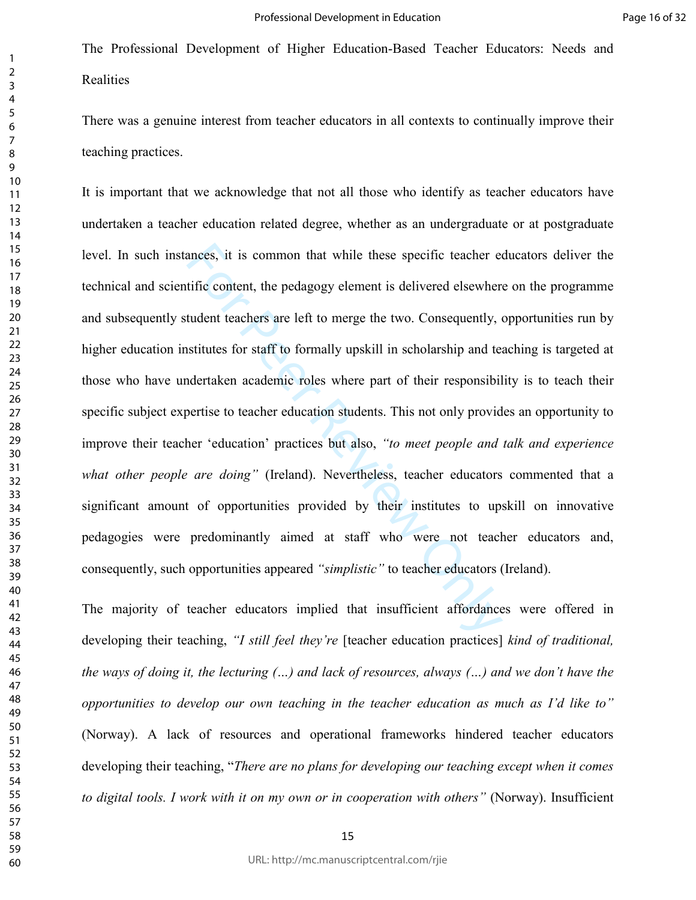The Professional Development of Higher Education-Based Teacher Educators: Needs and Realities

There was a genuine interest from teacher educators in all contexts to continually improve their teaching practices.

It is important that we acknowledge that not all those who identify as teacher educators have undertaken a teacher education related degree, whether as an undergraduate or at postgraduate level. In such instances, it is common that while these specific teacher educators deliver the technical and scientific content, the pedagogy element is delivered elsewhere on the programme and subsequently student teachers are left to merge the two. Consequently, opportunities run by higher education institutes for staff to formally upskill in scholarship and teaching is targeted at those who have undertaken academic roles where part of their responsibility is to teach their specific subject expertise to teacher education students. This not only provides an opportunity to improve their teacher 'education' practices but also, *"to meet people and talk and experience what other people are doing"* (Ireland). Nevertheless, teacher educators commented that a significant amount of opportunities provided by their institutes to upskill on innovative pedagogies were predominantly aimed at staff who were not teacher educators and, consequently, such opportunities appeared *"simplistic"* to teacher educators (Ireland).

The majority of teacher educators implied that insufficient affordances were offered in developing their teaching, *"I still feel they're* [teacher education practices] *kind of traditional, the ways of doing it, the lecturing (…) and lack of resources, always (…) and we don't have the opportunities to develop our own teaching in the teacher education as much as I'd like to"* (Norway). A lack of resources and operational frameworks hindered teacher educators developing their teaching, "*There are no plans for developing our teaching except when it comes to digital tools. I work with it on my own or in cooperation with others"* (Norway). Insufficient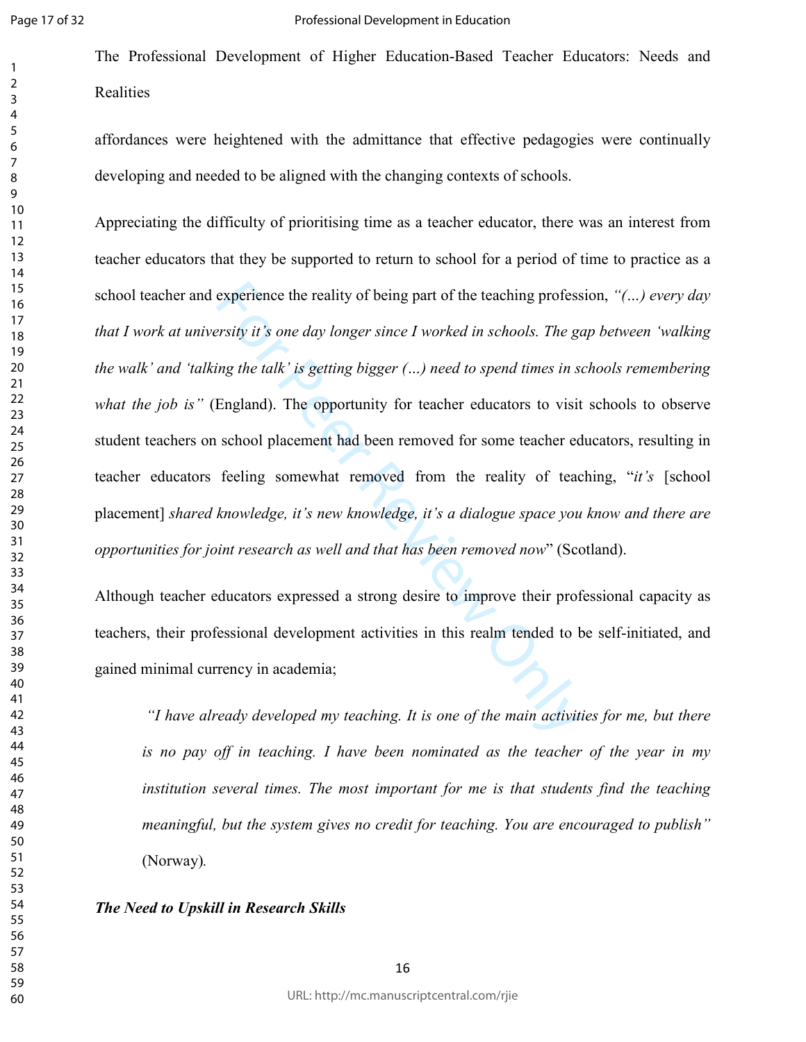affordances were heightened with the admittance that effective pedagogies were continually developing and needed to be aligned with the changing contexts of schools.

Appreciating the difficulty of prioritising time as a teacher educator, there was an interest from teacher educators that they be supported to return to school for a period of time to practice as a school teacher and experience the reality of being part of the teaching profession, *"(…) every day that I work at university it's one day longer since I worked in schools. The gap between 'walking the walk' and 'talking the talk' is getting bigger (…) need to spend times in schools remembering what the job is"* (England). The opportunity for teacher educators to visit schools to observe student teachers on school placement had been removed for some teacher educators, resulting in teacher educators feeling somewhat removed from the reality of teaching, "*it's* [school placement] *shared knowledge, it's new knowledge, it's a dialogue space you know and there are opportunities for joint research as well and that has been removed now*" (Scotland).

Although teacher educators expressed a strong desire to improve their professional capacity as teachers, their professional development activities in this realm tended to be self-initiated, and gained minimal currency in academia;

> *"I have already developed my teaching. It is one of the main activities for me, but there is no pay off in teaching. I have been nominated as the teacher of the year in my institution several times. The most important for me is that students find the teaching meaningful, but the system gives no credit for teaching. You are encouraged to publish"* (Norway).

***The Need to Upskill in Research Skills***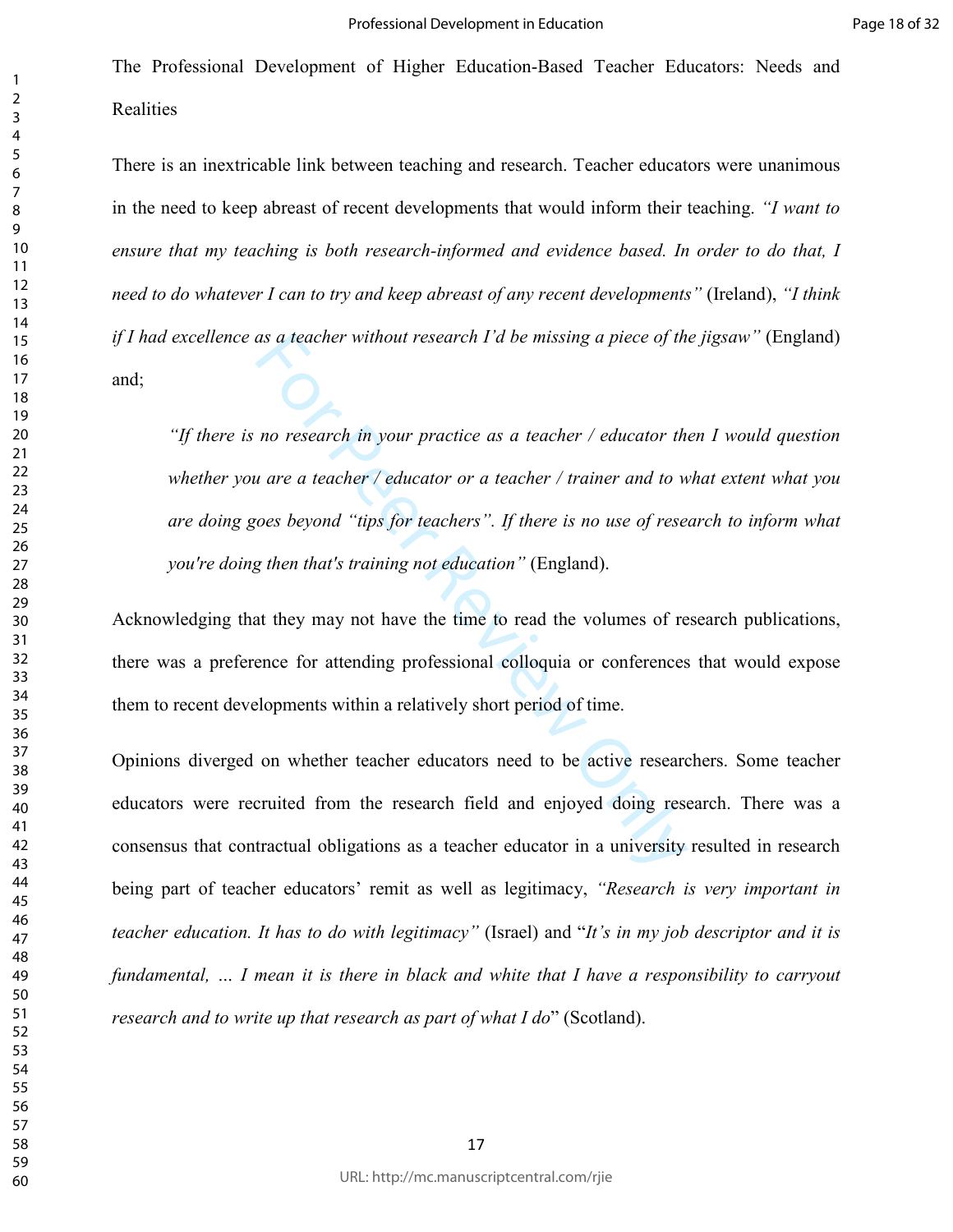The Professional Development of Higher Education-Based Teacher Educators: Needs and Realities

There is an inextricable link between teaching and research. Teacher educators were unanimous in the need to keep abreast of recent developments that would inform their teaching. *"I want to ensure that my teaching is both research-informed and evidence based. In order to do that, I need to do whatever I can to try and keep abreast of any recent developments"* (Ireland), *"I think if I had excellence as a teacher without research I'd be missing a piece of the jigsaw"* (England) and;

> *"If there is no research in your practice as a teacher / educator then I would question whether you are a teacher / educator or a teacher / trainer and to what extent what you are doing goes beyond "tips for teachers". If there is no use of research to inform what you're doing then that's training not education"* (England).

Acknowledging that they may not have the time to read the volumes of research publications, there was a preference for attending professional colloquia or conferences that would expose them to recent developments within a relatively short period of time.

Opinions diverged on whether teacher educators need to be active researchers. Some teacher educators were recruited from the research field and enjoyed doing research. There was a consensus that contractual obligations as a teacher educator in a university resulted in research being part of teacher educators' remit as well as legitimacy, *"Research is very important in teacher education. It has to do with legitimacy"* (Israel) and "*It's in my job descriptor and it is fundamental, … I mean it is there in black and white that I have a responsibility to carryout research and to write up that research as part of what I do*" (Scotland).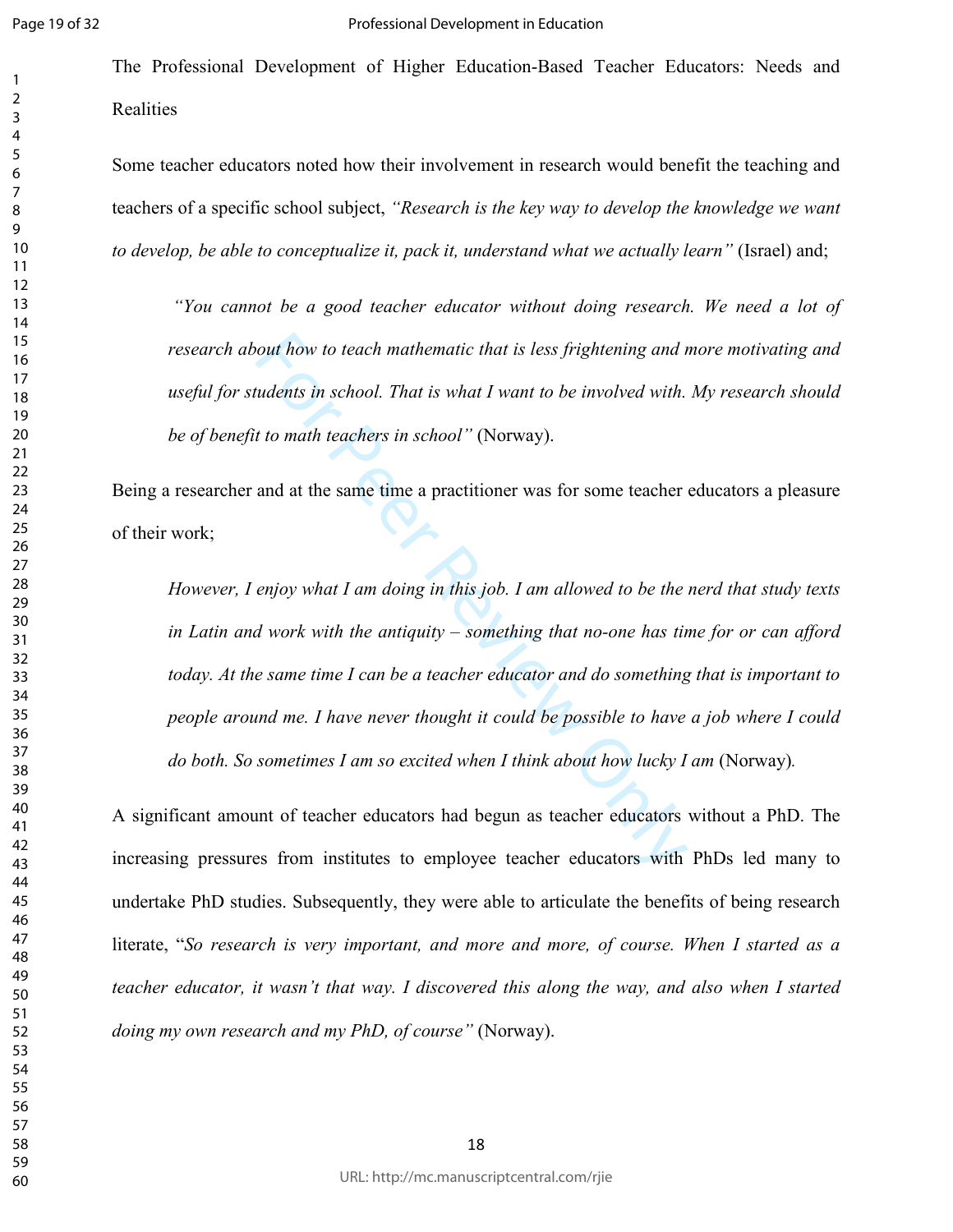The Professional Development of Higher Education-Based Teacher Educators: Needs and Realities

Some teacher educators noted how their involvement in research would benefit the teaching and teachers of a specific school subject, *"Research is the key way to develop the knowledge we want to develop, be able to conceptualize it, pack it, understand what we actually learn"* (Israel) and;

> *"You cannot be a good teacher educator without doing research. We need a lot of research about how to teach mathematic that is less frightening and more motivating and useful for students in school. That is what I want to be involved with. My research should be of benefit to math teachers in school"* (Norway).

Being a researcher and at the same time a practitioner was for some teacher educators a pleasure of their work;

> *However, I enjoy what I am doing in this job. I am allowed to be the nerd that study texts in Latin and work with the antiquity – something that no-one has time for or can afford today. At the same time I can be a teacher educator and do something that is important to people around me. I have never thought it could be possible to have a job where I could do both. So sometimes I am so excited when I think about how lucky I am* (Norway).

A significant amount of teacher educators had begun as teacher educators without a PhD. The increasing pressures from institutes to employee teacher educators with PhDs led many to undertake PhD studies. Subsequently, they were able to articulate the benefits of being research literate, "*So research is very important, and more and more, of course. When I started as a teacher educator, it wasn't that way. I discovered this along the way, and also when I started doing my own research and my PhD, of course"* (Norway).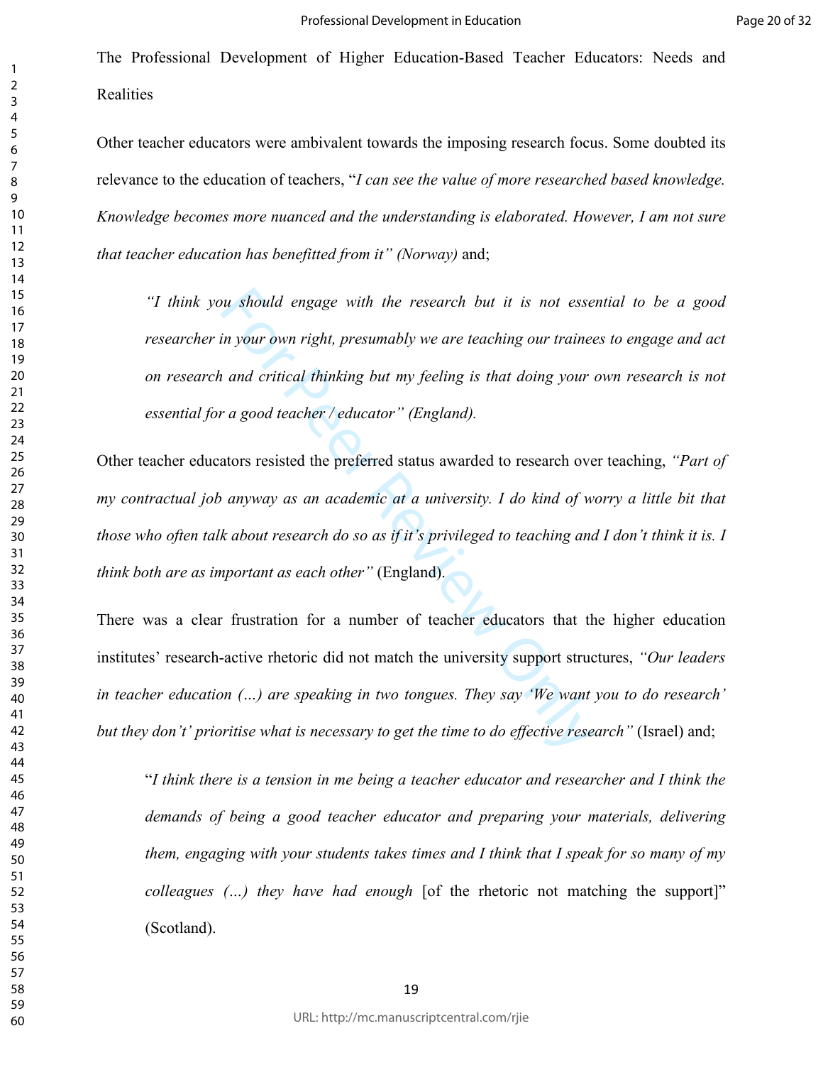The Professional Development of Higher Education-Based Teacher Educators: Needs and Realities

Other teacher educators were ambivalent towards the imposing research focus. Some doubted its relevance to the education of teachers, "*I can see the value of more researched based knowledge. Knowledge becomes more nuanced and the understanding is elaborated. However, I am not sure that teacher education has benefitted from it" (Norway)* and;

> *"I think you should engage with the research but it is not essential to be a good researcher in your own right, presumably we are teaching our trainees to engage and act on research and critical thinking but my feeling is that doing your own research is not essential for a good teacher / educator" (England).*

Other teacher educators resisted the preferred status awarded to research over teaching, *"Part of my contractual job anyway as an academic at a university. I do kind of worry a little bit that those who often talk about research do so as if it's privileged to teaching and I don't think it is. I think both are as important as each other"* (England).

There was a clear frustration for a number of teacher educators that the higher education institutes' research-active rhetoric did not match the university support structures, *"Our leaders in teacher education (…) are speaking in two tongues. They say 'We want you to do research' but they don't' prioritise what is necessary to get the time to do effective research"* (Israel) and;

> "*I think there is a tension in me being a teacher educator and researcher and I think the demands of being a good teacher educator and preparing your materials, delivering them, engaging with your students takes times and I think that I speak for so many of my colleagues (…) they have had enough* [of the rhetoric not matching the support]" (Scotland).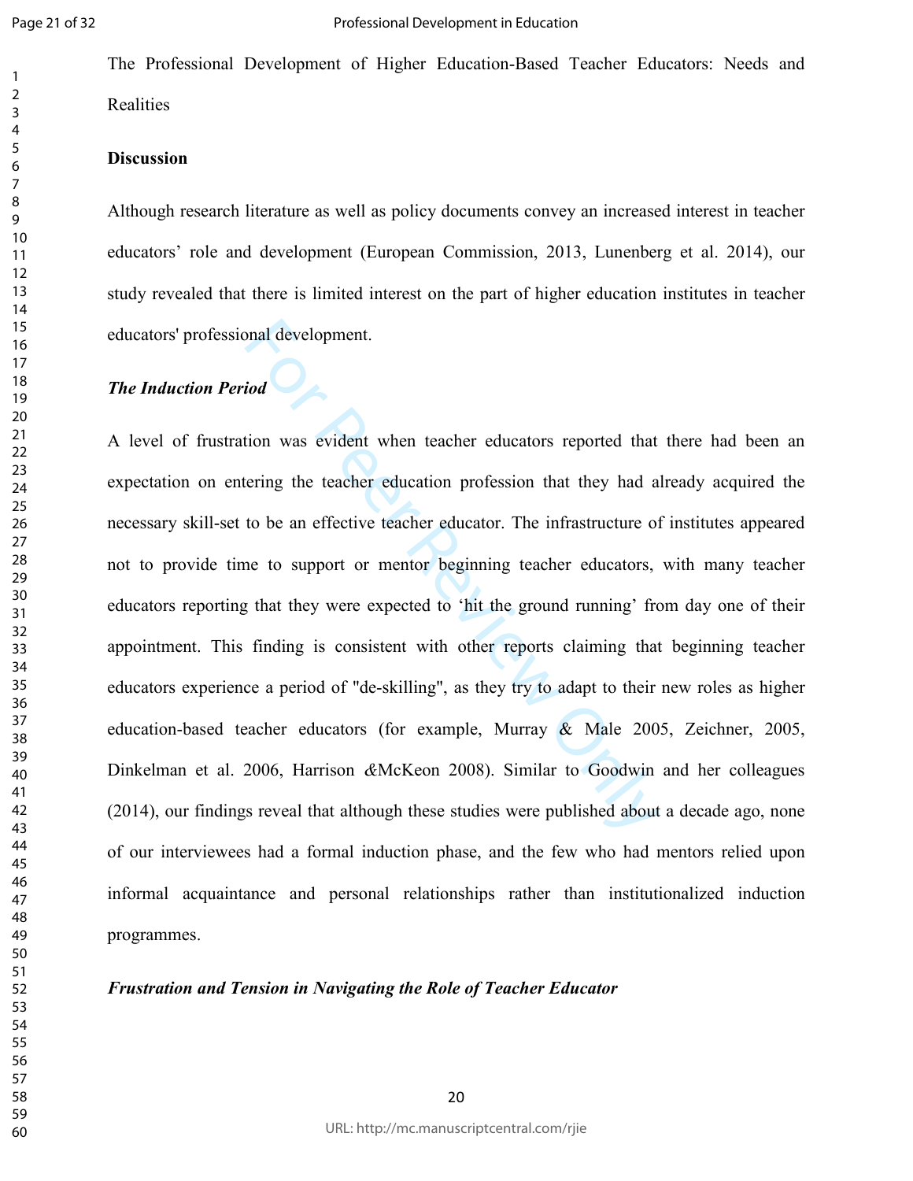The Professional Development of Higher Education-Based Teacher Educators: Needs and Realities

**Discussion**

Although research literature as well as policy documents convey an increased interest in teacher educators' role and development (European Commission, 2013, Lunenberg et al. 2014), our study revealed that there is limited interest on the part of higher education institutes in teacher educators' professional development.

***The Induction Period***

A level of frustration was evident when teacher educators reported that there had been an expectation on entering the teacher education profession that they had already acquired the necessary skill-set to be an effective teacher educator. The infrastructure of institutes appeared not to provide time to support or mentor beginning teacher educators, with many teacher educators reporting that they were expected to 'hit the ground running' from day one of their appointment. This finding is consistent with other reports claiming that beginning teacher educators experience a period of "de-skilling", as they try to adapt to their new roles as higher education-based teacher educators (for example, Murray & Male 2005, Zeichner, 2005, Dinkelman et al. 2006, Harrison &McKeon 2008). Similar to Goodwin and her colleagues (2014), our findings reveal that although these studies were published about a decade ago, none of our interviewees had a formal induction phase, and the few who had mentors relied upon informal acquaintance and personal relationships rather than institutionalized induction programmes.

***Frustration and Tension in Navigating the Role of Teacher Educator***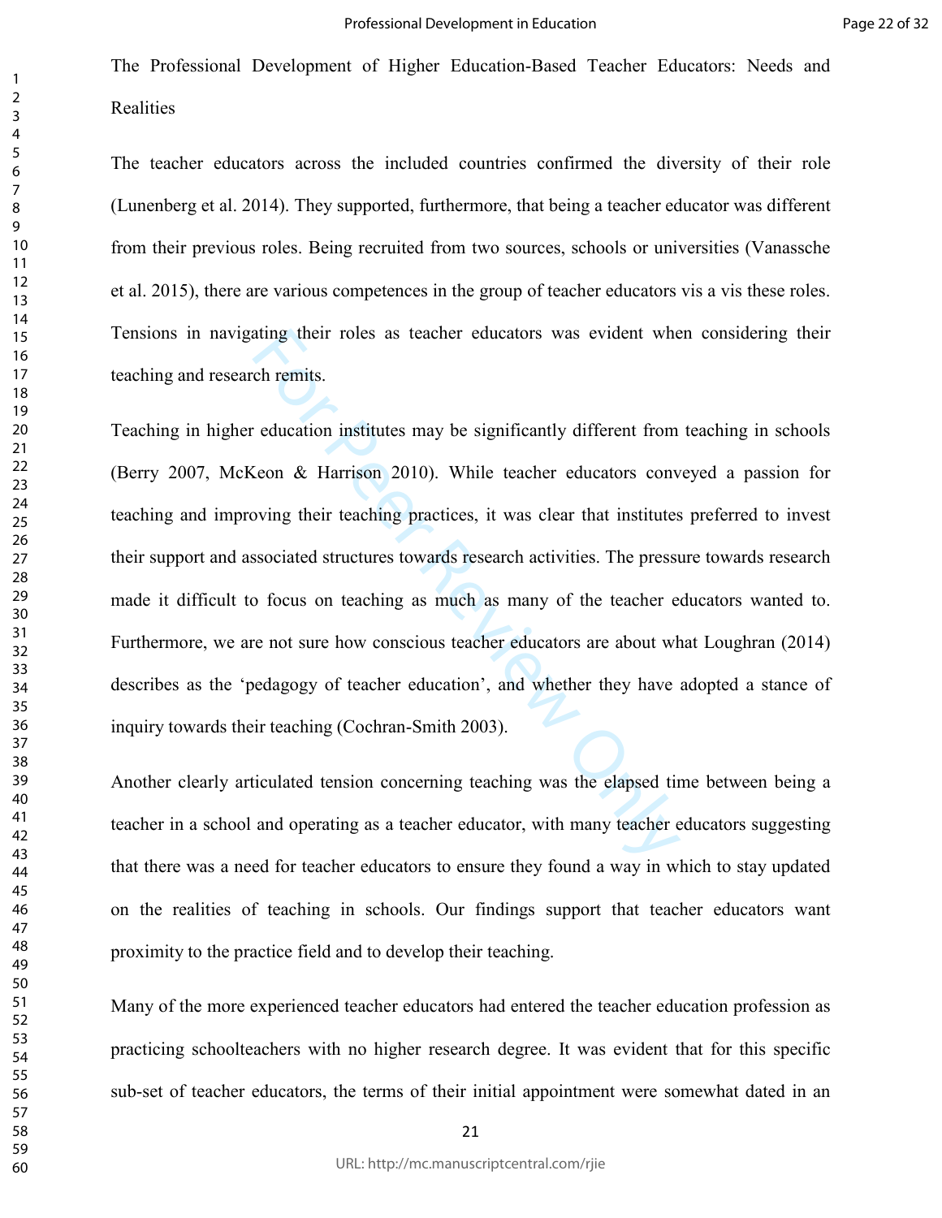## The Professional Development of Higher Education-Based Teacher Educators: Needs and Realities

The teacher educators across the included countries confirmed the diversity of their role (Lunenberg et al. 2014). They supported, furthermore, that being a teacher educator was different from their previous roles. Being recruited from two sources, schools or universities (Vanassche et al. 2015), there are various competences in the group of teacher educators vis a vis these roles. Tensions in navigating their roles as teacher educators was evident when considering their teaching and research remits.

Teaching in higher education institutes may be significantly different from teaching in schools (Berry 2007, McKeon & Harrison 2010). While teacher educators conveyed a passion for teaching and improving their teaching practices, it was clear that institutes preferred to invest their support and associated structures towards research activities. The pressure towards research made it difficult to focus on teaching as much as many of the teacher educators wanted to. Furthermore, we are not sure how conscious teacher educators are about what Loughran (2014) describes as the 'pedagogy of teacher education', and whether they have adopted a stance of inquiry towards their teaching (Cochran-Smith 2003).

Another clearly articulated tension concerning teaching was the elapsed time between being a teacher in a school and operating as a teacher educator, with many teacher educators suggesting that there was a need for teacher educators to ensure they found a way in which to stay updated on the realities of teaching in schools. Our findings support that teacher educators want proximity to the practice field and to develop their teaching.

Many of the more experienced teacher educators had entered the teacher education profession as practicing schoolteachers with no higher research degree. It was evident that for this specific sub-set of teacher educators, the terms of their initial appointment were somewhat dated in an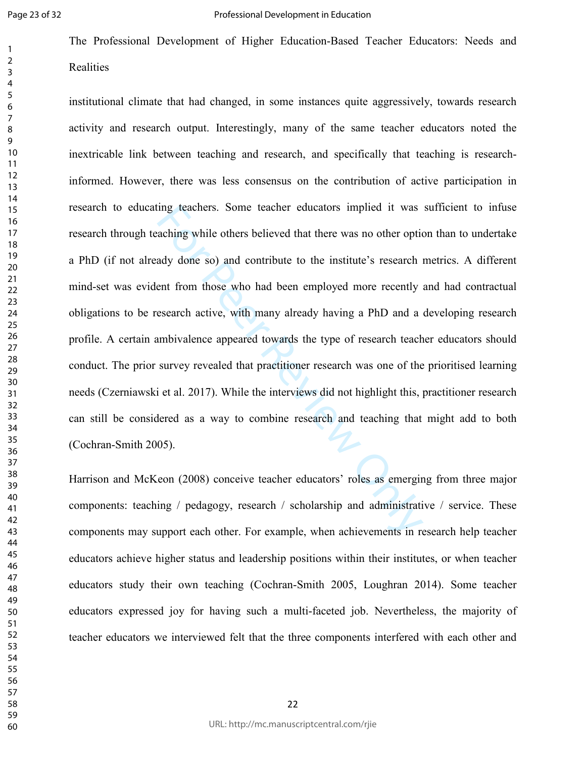institutional climate that had changed, in some instances quite aggressively, towards research activity and research output. Interestingly, many of the same teacher educators noted the inextricable link between teaching and research, and specifically that teaching is research-informed. However, there was less consensus on the contribution of active participation in research to educating teachers. Some teacher educators implied it was sufficient to infuse research through teaching while others believed that there was no other option than to undertake a PhD (if not already done so) and contribute to the institute's research metrics. A different mind-set was evident from those who had been employed more recently and had contractual obligations to be research active, with many already having a PhD and a developing research profile. A certain ambivalence appeared towards the type of research teacher educators should conduct. The prior survey revealed that practitioner research was one of the prioritised learning needs (Czerniawski et al. 2017). While the interviews did not highlight this, practitioner research can still be considered as a way to combine research and teaching that might add to both (Cochran-Smith 2005).

Harrison and McKeon (2008) conceive teacher educators' roles as emerging from three major components: teaching / pedagogy, research / scholarship and administrative / service. These components may support each other. For example, when achievements in research help teacher educators achieve higher status and leadership positions within their institutes, or when teacher educators study their own teaching (Cochran-Smith 2005, Loughran 2014). Some teacher educators expressed joy for having such a multi-faceted job. Nevertheless, the majority of teacher educators we interviewed felt that the three components interfered with each other and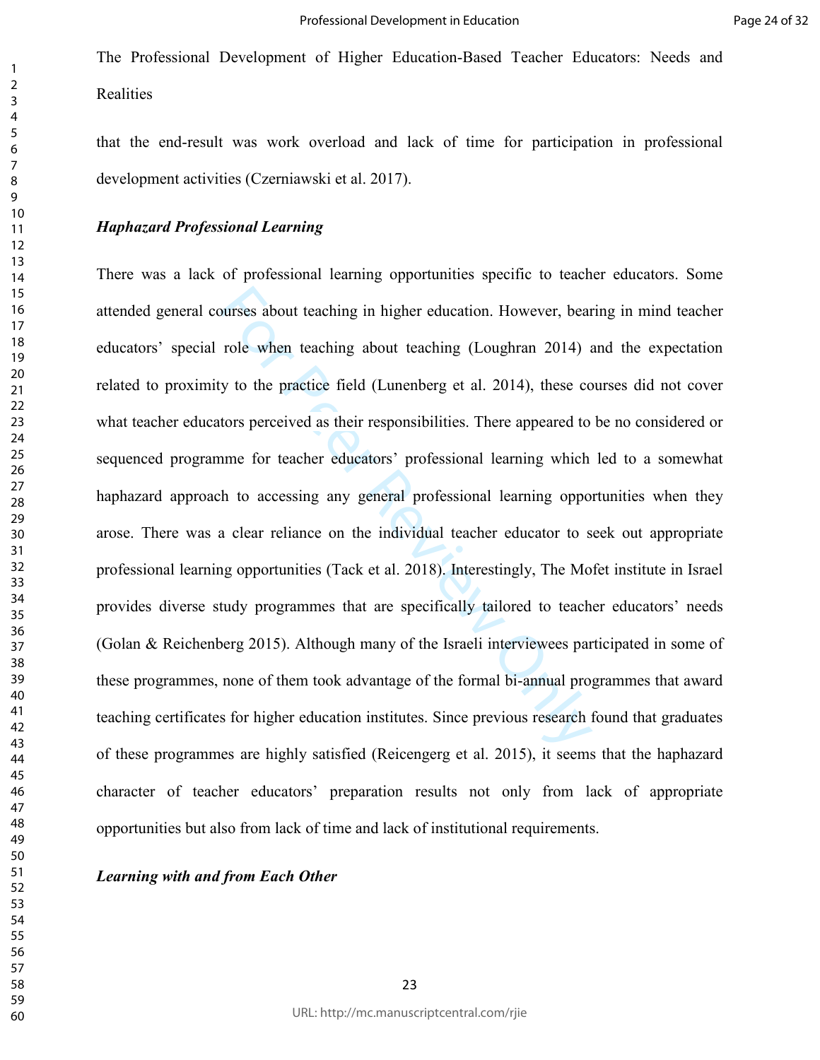that the end-result was work overload and lack of time for participation in professional development activities (Czerniawski et al. 2017).

***Haphazard Professional Learning***

There was a lack of professional learning opportunities specific to teacher educators. Some attended general courses about teaching in higher education. However, bearing in mind teacher educators' special role when teaching about teaching (Loughran 2014) and the expectation related to proximity to the practice field (Lunenberg et al. 2014), these courses did not cover what teacher educators perceived as their responsibilities. There appeared to be no considered or sequenced programme for teacher educators' professional learning which led to a somewhat haphazard approach to accessing any general professional learning opportunities when they arose. There was a clear reliance on the individual teacher educator to seek out appropriate professional learning opportunities (Tack et al. 2018). Interestingly, The Mofet institute in Israel provides diverse study programmes that are specifically tailored to teacher educators' needs (Golan & Reichenberg 2015). Although many of the Israeli interviewees participated in some of these programmes, none of them took advantage of the formal bi-annual programmes that award teaching certificates for higher education institutes. Since previous research found that graduates of these programmes are highly satisfied (Reicengerg et al. 2015), it seems that the haphazard character of teacher educators' preparation results not only from lack of appropriate opportunities but also from lack of time and lack of institutional requirements.

***Learning with and from Each Other***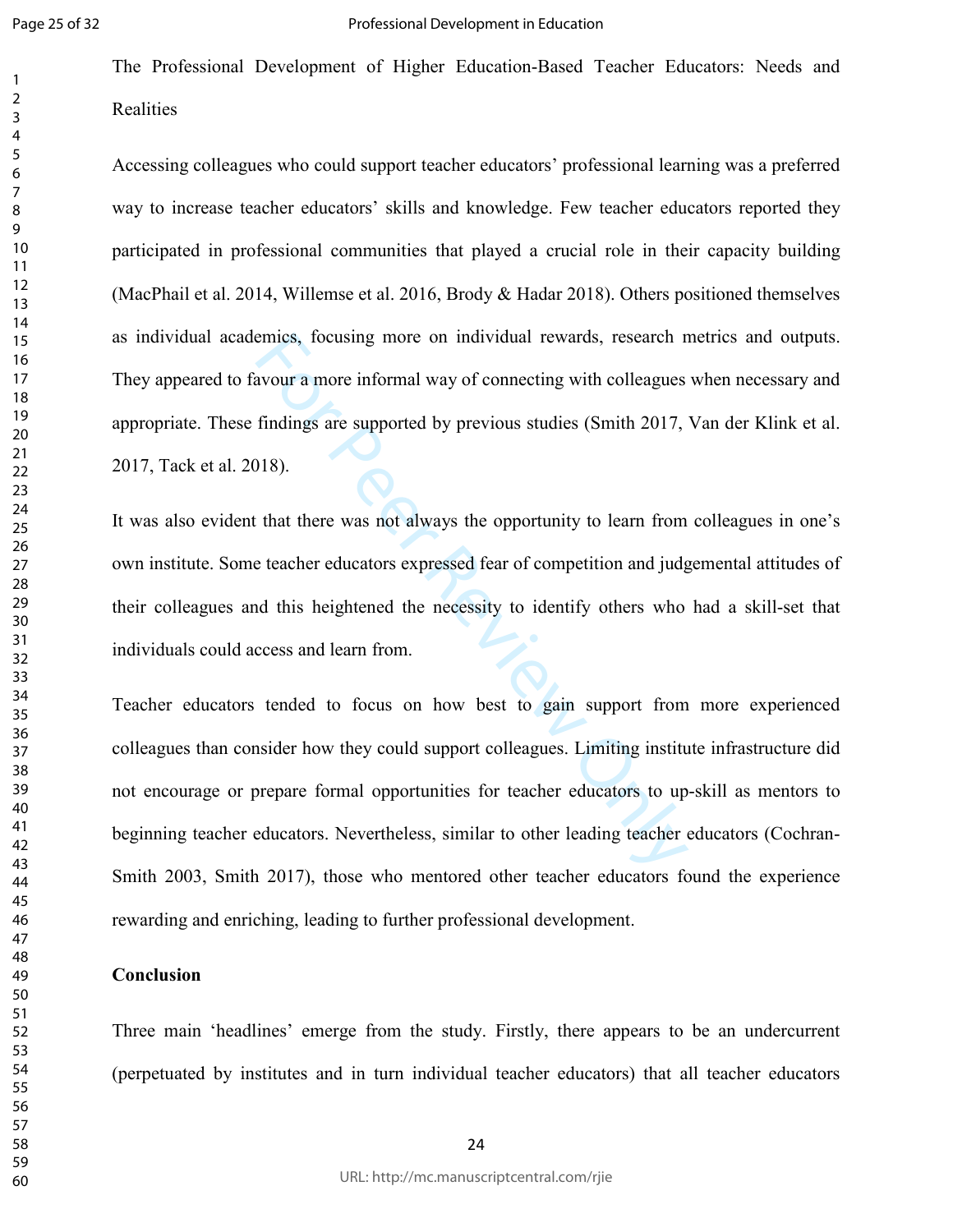The Professional Development of Higher Education-Based Teacher Educators: Needs and Realities

Accessing colleagues who could support teacher educators' professional learning was a preferred way to increase teacher educators' skills and knowledge. Few teacher educators reported they participated in professional communities that played a crucial role in their capacity building (MacPhail et al. 2014, Willemse et al. 2016, Brody & Hadar 2018). Others positioned themselves as individual academics, focusing more on individual rewards, research metrics and outputs. They appeared to favour a more informal way of connecting with colleagues when necessary and appropriate. These findings are supported by previous studies (Smith 2017, Van der Klink et al. 2017, Tack et al. 2018).

It was also evident that there was not always the opportunity to learn from colleagues in one's own institute. Some teacher educators expressed fear of competition and judgemental attitudes of their colleagues and this heightened the necessity to identify others who had a skill-set that individuals could access and learn from.

Teacher educators tended to focus on how best to gain support from more experienced colleagues than consider how they could support colleagues. Limiting institute infrastructure did not encourage or prepare formal opportunities for teacher educators to up-skill as mentors to beginning teacher educators. Nevertheless, similar to other leading teacher educators (Cochran-Smith 2003, Smith 2017), those who mentored other teacher educators found the experience rewarding and enriching, leading to further professional development.

**Conclusion**

Three main 'headlines' emerge from the study. Firstly, there appears to be an undercurrent (perpetuated by institutes and in turn individual teacher educators) that all teacher educators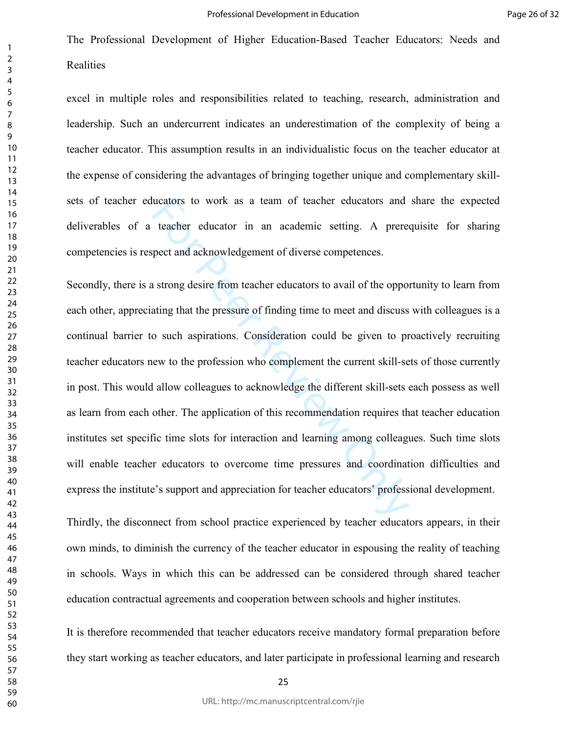excel in multiple roles and responsibilities related to teaching, research, administration and leadership. Such an undercurrent indicates an underestimation of the complexity of being a teacher educator. This assumption results in an individualistic focus on the teacher educator at the expense of considering the advantages of bringing together unique and complementary skill-sets of teacher educators to work as a team of teacher educators and share the expected deliverables of a teacher educator in an academic setting. A prerequisite for sharing competencies is respect and acknowledgement of diverse competences.

Secondly, there is a strong desire from teacher educators to avail of the opportunity to learn from each other, appreciating that the pressure of finding time to meet and discuss with colleagues is a continual barrier to such aspirations. Consideration could be given to proactively recruiting teacher educators new to the profession who complement the current skill-sets of those currently in post. This would allow colleagues to acknowledge the different skill-sets each possess as well as learn from each other. The application of this recommendation requires that teacher education institutes set specific time slots for interaction and learning among colleagues. Such time slots will enable teacher educators to overcome time pressures and coordination difficulties and express the institute's support and appreciation for teacher educators' professional development.

Thirdly, the disconnect from school practice experienced by teacher educators appears, in their own minds, to diminish the currency of the teacher educator in espousing the reality of teaching in schools. Ways in which this can be addressed can be considered through shared teacher education contractual agreements and cooperation between schools and higher institutes.

It is therefore recommended that teacher educators receive mandatory formal preparation before they start working as teacher educators, and later participate in professional learning and research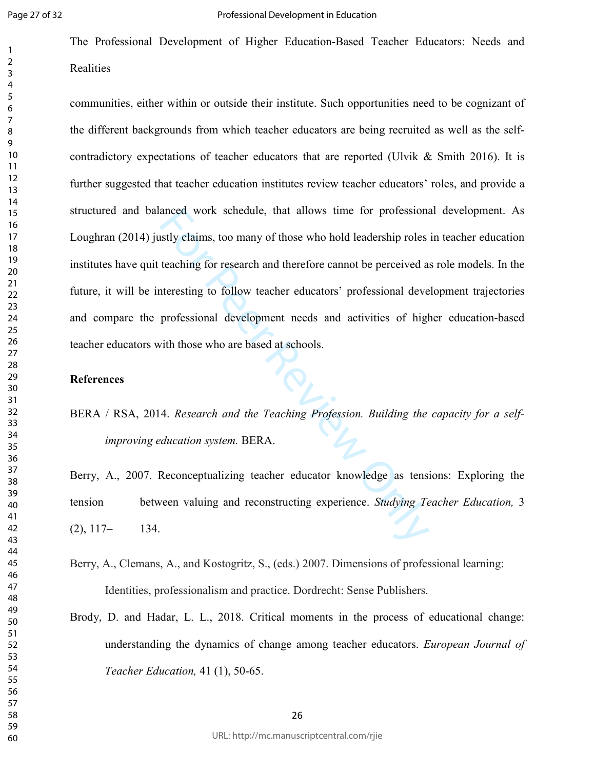communities, either within or outside their institute. Such opportunities need to be cognizant of the different backgrounds from which teacher educators are being recruited as well as the self-contradictory expectations of teacher educators that are reported (Ulvik & Smith 2016). It is further suggested that teacher education institutes review teacher educators' roles, and provide a structured and balanced work schedule, that allows time for professional development. As Loughran (2014) justly claims, too many of those who hold leadership roles in teacher education institutes have quit teaching for research and therefore cannot be perceived as role models. In the future, it will be interesting to follow teacher educators' professional development trajectories and compare the professional development needs and activities of higher education-based teacher educators with those who are based at schools.

**References**

BERA / RSA, 2014. *Research and the Teaching Profession. Building the capacity for a self-improving education system.* BERA.

Berry, A., 2007. Reconceptualizing teacher educator knowledge as tensions: Exploring the tension between valuing and reconstructing experience. *Studying Teacher Education,* 3 (2), 117– 134.

Berry, A., Clemans, A., and Kostogritz, S., (eds.) 2007. Dimensions of professional learning: Identities, professionalism and practice. Dordrecht: Sense Publishers.

Brody, D. and Hadar, L. L., 2018. Critical moments in the process of educational change: understanding the dynamics of change among teacher educators. *European Journal of Teacher Education,* 41 (1), 50-65.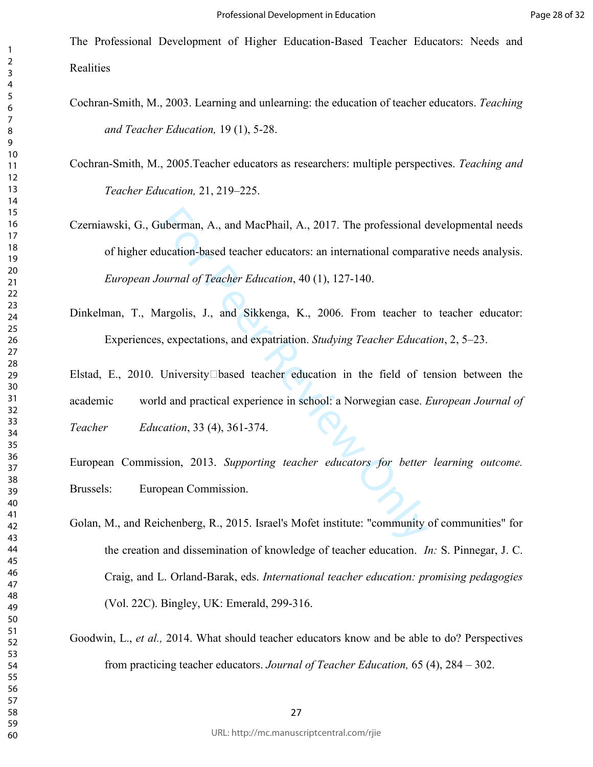The Professional Development of Higher Education-Based Teacher Educators: Needs and Realities

Cochran-Smith, M., 2003. Learning and unlearning: the education of teacher educators. *Teaching and Teacher Education,* 19 (1), 5-28.

Cochran-Smith, M., 2005.Teacher educators as researchers: multiple perspectives. *Teaching and Teacher Education,* 21, 219–225.

Czerniawski, G., Guberman, A., and MacPhail, A., 2017. The professional developmental needs of higher education-based teacher educators: an international comparative needs analysis. *European Journal of Teacher Education*, 40 (1), 127-140.

Dinkelman, T., Margolis, J., and Sikkenga, K., 2006. From teacher to teacher educator: Experiences, expectations, and expatriation. *Studying Teacher Education*, 2, 5–23.

Elstad, E., 2010. University‐based teacher education in the field of tension between the academic world and practical experience in school: a Norwegian case. *European Journal of Teacher Education*, 33 (4), 361-374.

European Commission, 2013. *Supporting teacher educators for better learning outcome.* Brussels: European Commission.

Golan, M., and Reichenberg, R., 2015. Israel's Mofet institute: "community of communities" for the creation and dissemination of knowledge of teacher education. *In:* S. Pinnegar, J. C. Craig, and L. Orland-Barak, eds. *International teacher education: promising pedagogies* (Vol. 22C). Bingley, UK: Emerald, 299-316.

Goodwin, L., *et al.,* 2014. What should teacher educators know and be able to do? Perspectives from practicing teacher educators. *Journal of Teacher Education,* 65 (4), 284 – 302.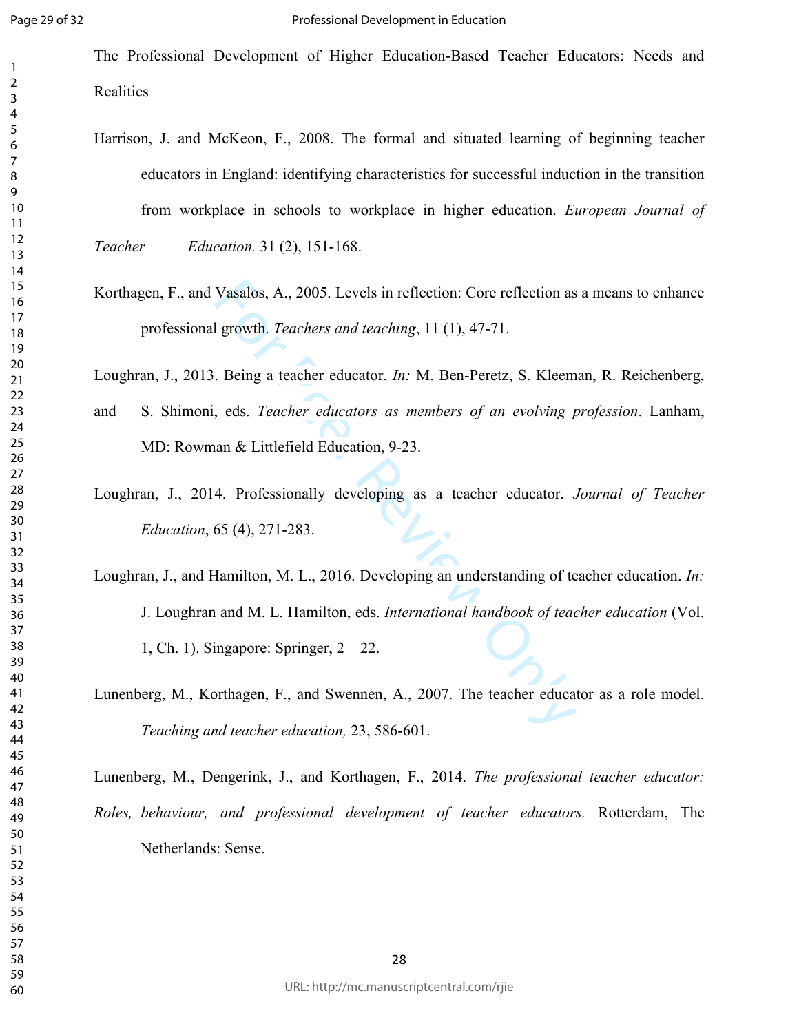The Professional Development of Higher Education-Based Teacher Educators: Needs and Realities

Harrison, J. and McKeon, F., 2008. The formal and situated learning of beginning teacher educators in England: identifying characteristics for successful induction in the transition from workplace in schools to workplace in higher education. *European Journal of Teacher Education.* 31 (2), 151-168.

Korthagen, F., and Vasalos, A., 2005. Levels in reflection: Core reflection as a means to enhance professional growth. *Teachers and teaching*, 11 (1), 47-71.

Loughran, J., 2013. Being a teacher educator. *In:* M. Ben-Peretz, S. Kleeman, R. Reichenberg, and S. Shimoni, eds. *Teacher educators as members of an evolving profession*. Lanham, MD: Rowman & Littlefield Education, 9-23.

Loughran, J., 2014. Professionally developing as a teacher educator. *Journal of Teacher Education*, 65 (4), 271-283.

Loughran, J., and Hamilton, M. L., 2016. Developing an understanding of teacher education. *In:* J. Loughran and M. L. Hamilton, eds. *International handbook of teacher education* (Vol. 1, Ch. 1). Singapore: Springer, 2 – 22.

Lunenberg, M., Korthagen, F., and Swennen, A., 2007. The teacher educator as a role model. *Teaching and teacher education,* 23, 586-601.

Lunenberg, M., Dengerink, J., and Korthagen, F., 2014. *The professional teacher educator: Roles, behaviour, and professional development of teacher educators.* Rotterdam, The Netherlands: Sense.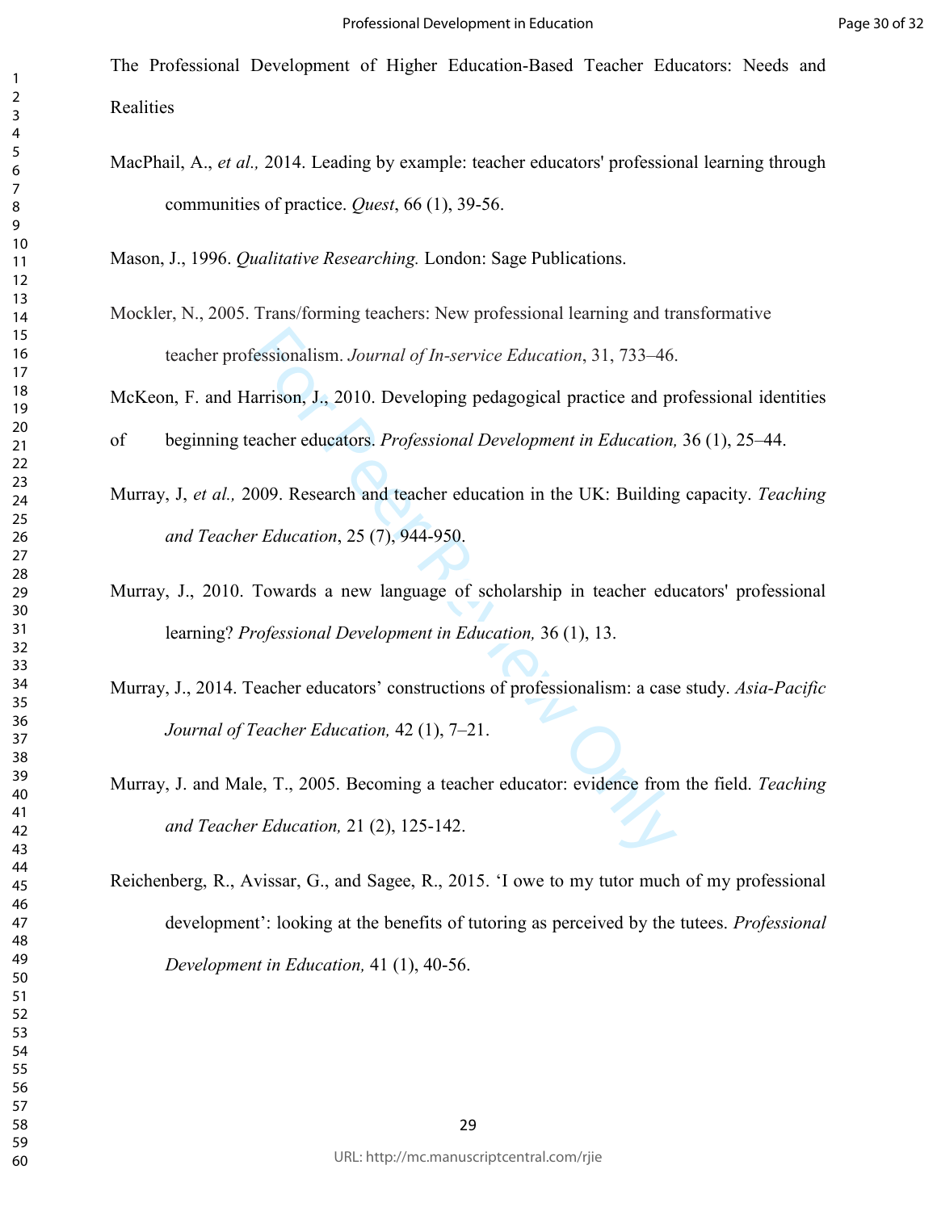The Professional Development of Higher Education-Based Teacher Educators: Needs and Realities

MacPhail, A., *et al.,* 2014. Leading by example: teacher educators' professional learning through communities of practice. *Quest*, 66 (1), 39-56.

Mason, J., 1996. *Qualitative Researching.* London: Sage Publications.

Mockler, N., 2005. Trans/forming teachers: New professional learning and transformative teacher professionalism. *Journal of In-service Education*, 31, 733–46.

McKeon, F. and Harrison, J., 2010. Developing pedagogical practice and professional identities of beginning teacher educators. *Professional Development in Education,* 36 (1), 25–44.

Murray, J, *et al.,* 2009. Research and teacher education in the UK: Building capacity. *Teaching and Teacher Education*, 25 (7), 944-950.

Murray, J., 2010. Towards a new language of scholarship in teacher educators' professional learning? *Professional Development in Education,* 36 (1), 13.

Murray, J., 2014. Teacher educators' constructions of professionalism: a case study. *Asia-Pacific Journal of Teacher Education,* 42 (1), 7–21.

Murray, J. and Male, T., 2005. Becoming a teacher educator: evidence from the field. *Teaching and Teacher Education,* 21 (2), 125-142.

Reichenberg, R., Avissar, G., and Sagee, R., 2015. 'I owe to my tutor much of my professional development': looking at the benefits of tutoring as perceived by the tutees. *Professional Development in Education,* 41 (1), 40-56.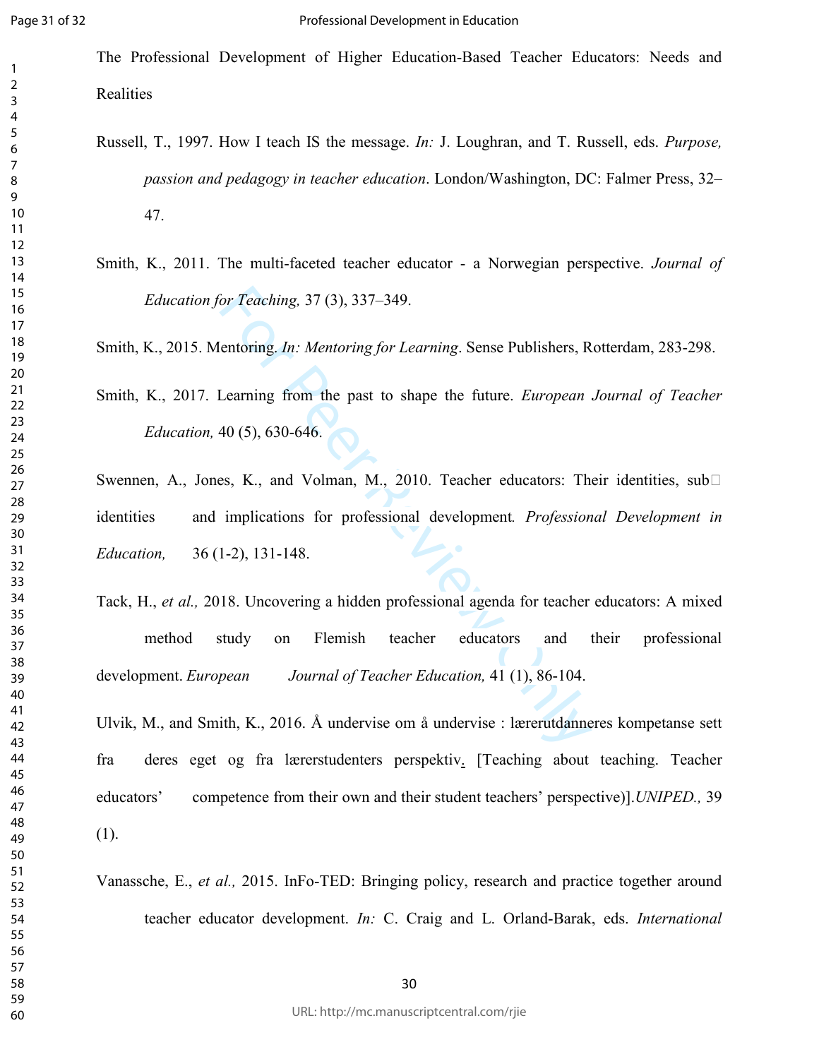The Professional Development of Higher Education-Based Teacher Educators: Needs and Realities

Russell, T., 1997. How I teach IS the message. *In:* J. Loughran, and T. Russell, eds. *Purpose, passion and pedagogy in teacher education*. London/Washington, DC: Falmer Press, 32–47.

Smith, K., 2011. The multi-faceted teacher educator - a Norwegian perspective. *Journal of Education for Teaching,* 37 (3), 337–349.

Smith, K., 2015. Mentoring. *In: Mentoring for Learning*. Sense Publishers, Rotterdam, 283-298.

Smith, K., 2017. Learning from the past to shape the future. *European Journal of Teacher Education,* 40 (5), 630-646.

Swennen, A., Jones, K., and Volman, M., 2010. Teacher educators: Their identities, sub identities and implications for professional development. *Professional Development in Education,* 36 (1-2), 131-148.

Tack, H., *et al.,* 2018. Uncovering a hidden professional agenda for teacher educators: A mixed method study on Flemish teacher educators and their professional development. *European Journal of Teacher Education,* 41 (1), 86-104.

Ulvik, M., and Smith, K., 2016. Å undervise om å undervise : lærerutdanneres kompetanse sett fra deres eget og fra lærerstudenters perspektiv. [Teaching about teaching. Teacher educators' competence from their own and their student teachers' perspective)].*UNIPED.,* 39 (1).

Vanassche, E., *et al.,* 2015. InFo-TED: Bringing policy, research and practice together around teacher educator development. *In:* C. Craig and L. Orland-Barak, eds. *International*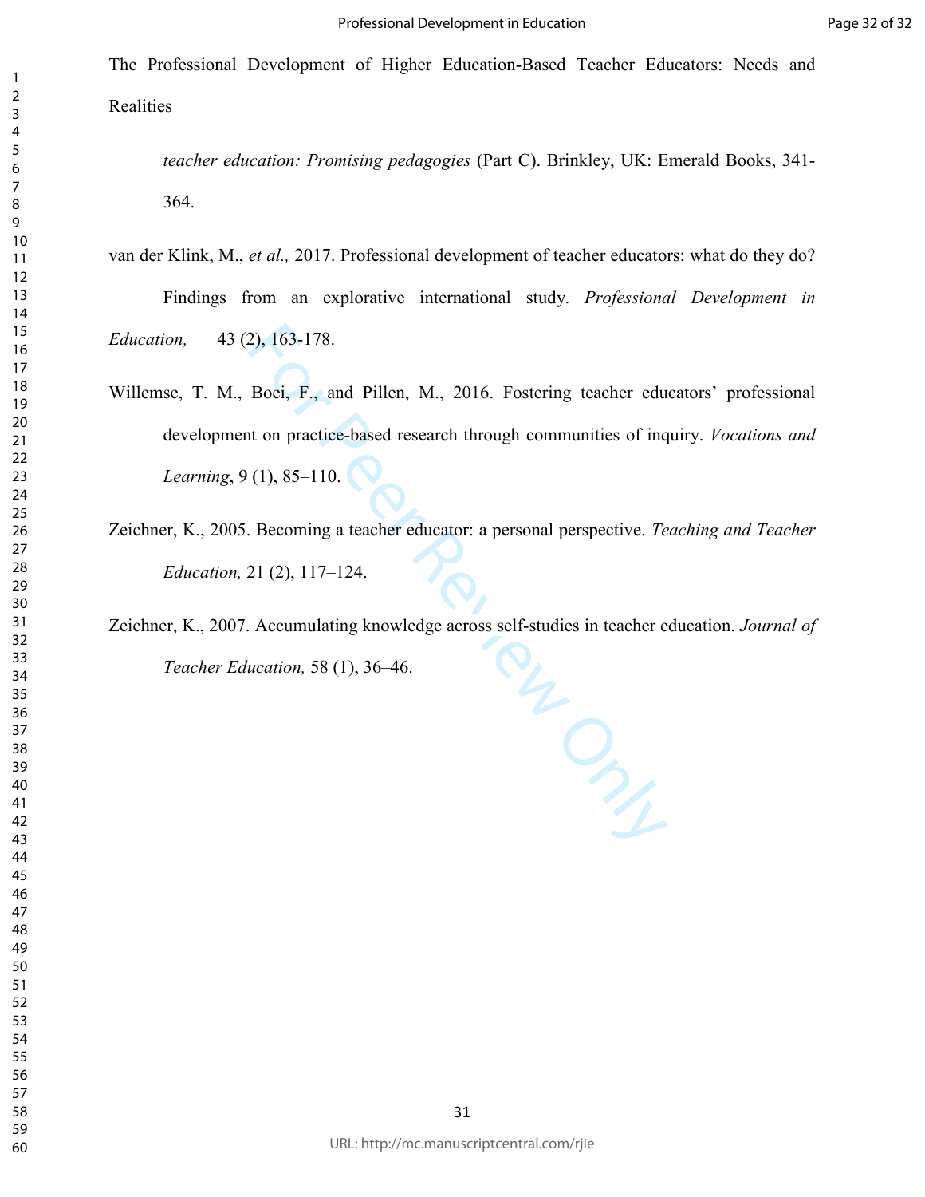teacher education: Promising pedagogies* (Part C). Brinkley, UK: Emerald Books, 341-364.

van der Klink, M., *et al.,* 2017. Professional development of teacher educators: what do they do? Findings from an explorative international study. *Professional Development in Education,* 43 (2), 163-178.

Willemse, T. M., Boei, F., and Pillen, M., 2016. Fostering teacher educators' professional development on practice-based research through communities of inquiry. *Vocations and Learning*, 9 (1), 85–110.

Zeichner, K., 2005. Becoming a teacher educator: a personal perspective. *Teaching and Teacher Education,* 21 (2), 117–124.

Zeichner, K., 2007. Accumulating knowledge across self-studies in teacher education. *Journal of Teacher Education,* 58 (1), 36–46.